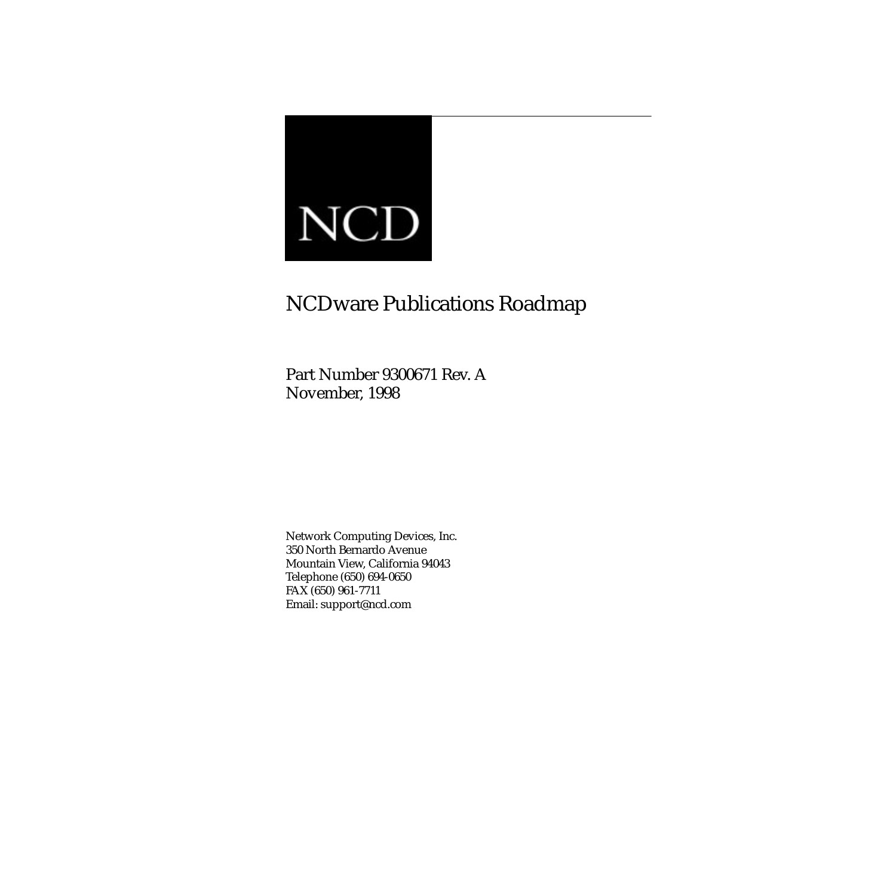NCD

# NCDware Publications Roadmap

Part Number 9300671 Rev. A
November, 1998

Network Computing Devices, Inc.
350 North Bernardo Avenue
Mountain View, California 94043
Telephone (650) 694-0650
FAX (650) 961-7711
Email: support@ncd.com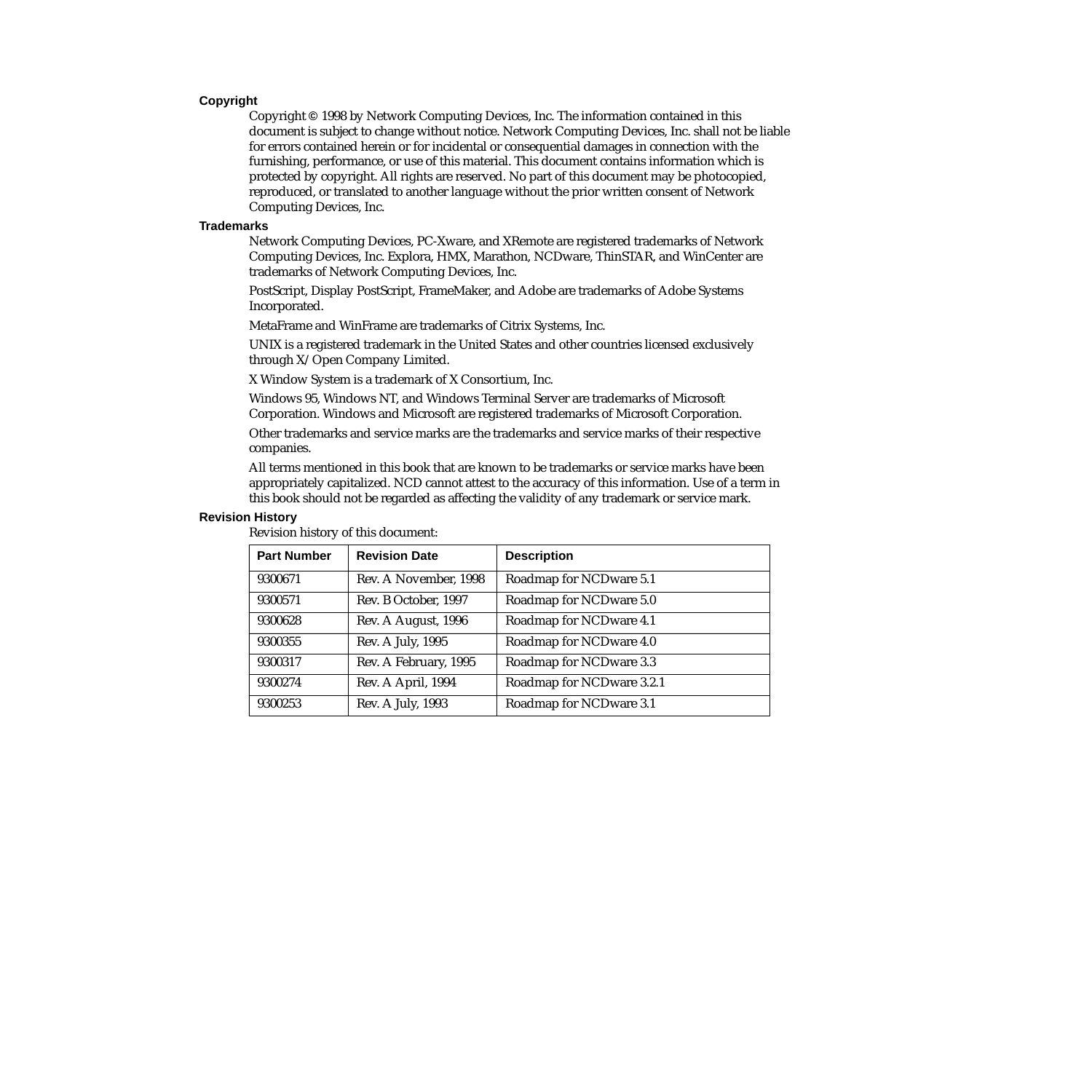## Copyright

Copyright © 1998 by Network Computing Devices, Inc. The information contained in this document is subject to change without notice. Network Computing Devices, Inc. shall not be liable for errors contained herein or for incidental or consequential damages in connection with the furnishing, performance, or use of this material. This document contains information which is protected by copyright. All rights are reserved. No part of this document may be photocopied, reproduced, or translated to another language without the prior written consent of Network Computing Devices, Inc.

## Trademarks

Network Computing Devices, PC-Xware, and XRemote are registered trademarks of Network Computing Devices, Inc. Explora, HMX, Marathon, NCDware, ThinSTAR, and WinCenter are trademarks of Network Computing Devices, Inc.

PostScript, Display PostScript, FrameMaker, and Adobe are trademarks of Adobe Systems Incorporated.

MetaFrame and WinFrame are trademarks of Citrix Systems, Inc.

UNIX is a registered trademark in the United States and other countries licensed exclusively through X/Open Company Limited.

X Window System is a trademark of X Consortium, Inc.

Windows 95, Windows NT, and Windows Terminal Server are trademarks of Microsoft Corporation. Windows and Microsoft are registered trademarks of Microsoft Corporation.

Other trademarks and service marks are the trademarks and service marks of their respective companies.

All terms mentioned in this book that are known to be trademarks or service marks have been appropriately capitalized. NCD cannot attest to the accuracy of this information. Use of a term in this book should not be regarded as affecting the validity of any trademark or service mark.

## Revision History

Revision history of this document:

| Part Number | Revision Date | Description |
|---|---|---|
| 9300671 | Rev. A November, 1998 | Roadmap for NCDware 5.1 |
| 9300571 | Rev. B October, 1997 | Roadmap for NCDware 5.0 |
| 9300628 | Rev. A August, 1996 | Roadmap for NCDware 4.1 |
| 9300355 | Rev. A July, 1995 | Roadmap for NCDware 4.0 |
| 9300317 | Rev. A February, 1995 | Roadmap for NCDware 3.3 |
| 9300274 | Rev. A April, 1994 | Roadmap for NCDware 3.2.1 |
| 9300253 | Rev. A July, 1993 | Roadmap for NCDware 3.1 |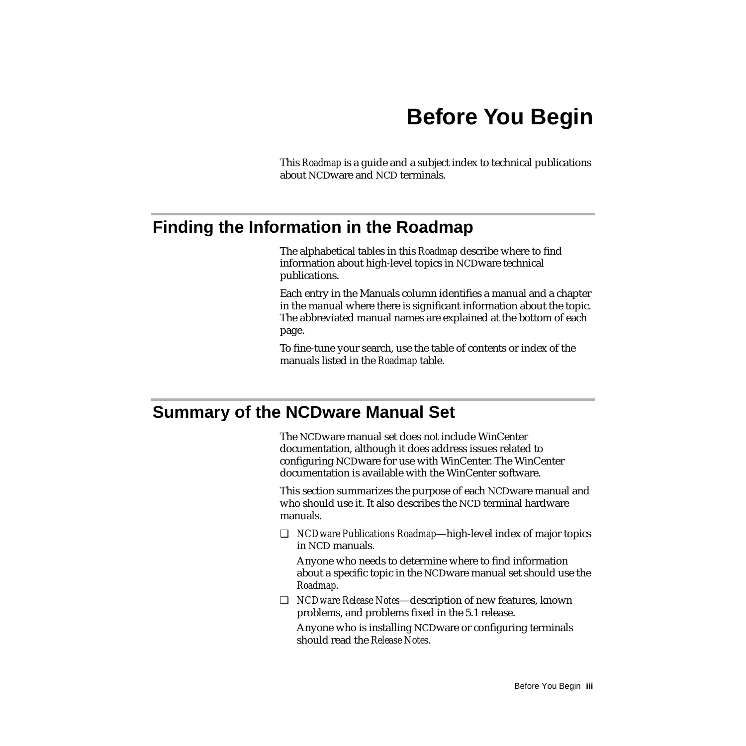# Before You Begin

This *Roadmap* is a guide and a subject index to technical publications about NCDware and NCD terminals.

## Finding the Information in the Roadmap

The alphabetical tables in this *Roadmap* describe where to find information about high-level topics in NCDware technical publications.

Each entry in the Manuals column identifies a manual and a chapter in the manual where there is significant information about the topic. The abbreviated manual names are explained at the bottom of each page.

To fine-tune your search, use the table of contents or index of the manuals listed in the *Roadmap* table.

## Summary of the NCDware Manual Set

The NCDware manual set does not include WinCenter documentation, although it does address issues related to configuring NCDware for use with WinCenter. The WinCenter documentation is available with the WinCenter software.

This section summarizes the purpose of each NCDware manual and who should use it. It also describes the NCD terminal hardware manuals.

- *NCDware Publications Roadmap*—high-level index of major topics in NCD manuals.

  Anyone who needs to determine where to find information about a specific topic in the NCDware manual set should use the *Roadmap*.

- *NCDware Release Notes*—description of new features, known problems, and problems fixed in the 5.1 release.

  Anyone who is installing NCDware or configuring terminals should read the *Release Notes*.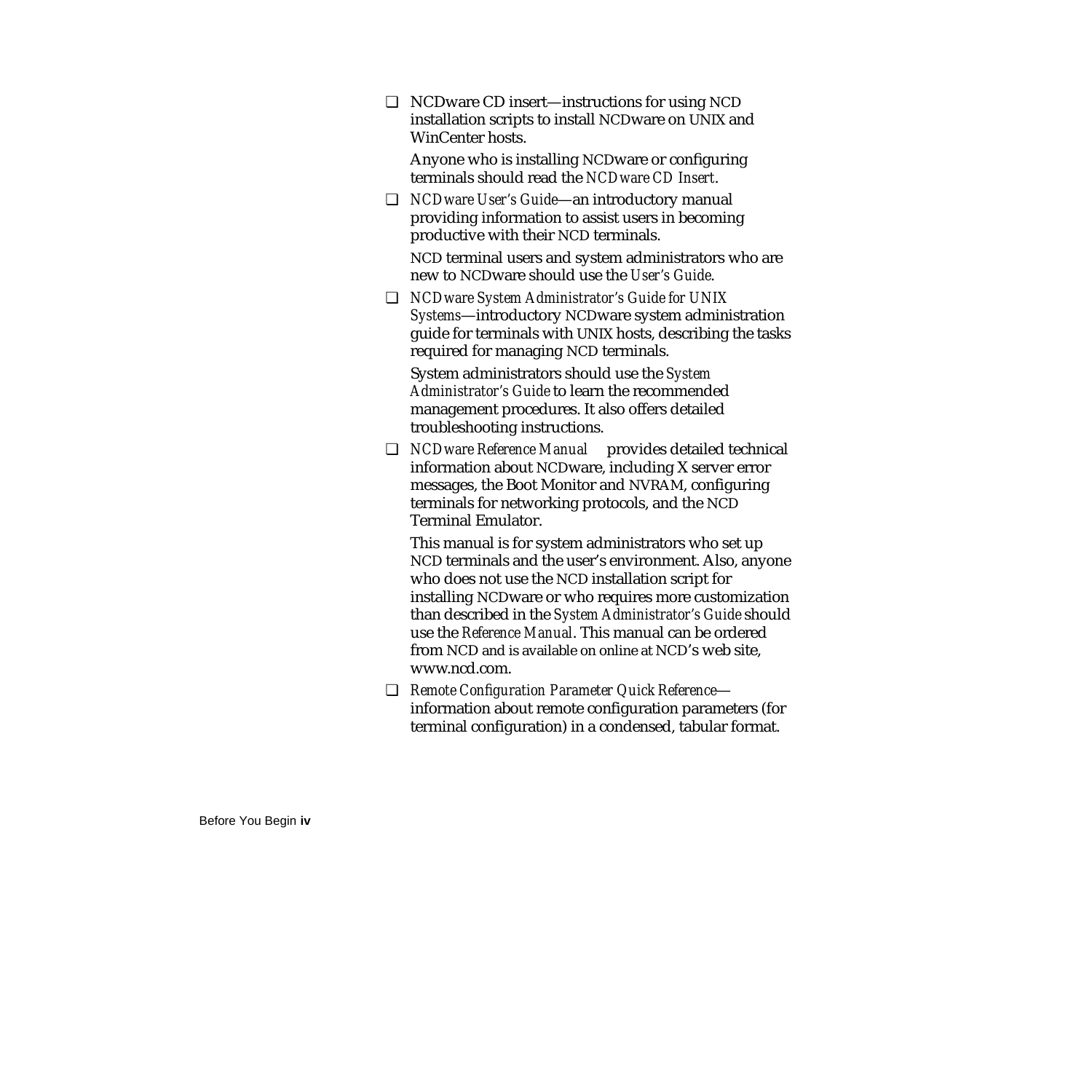- NCDware CD insert—instructions for using NCD installation scripts to install NCDware on UNIX and WinCenter hosts.

  Anyone who is installing NCDware or configuring terminals should read the *NCDware CD Insert*.

- *NCDware User's Guide*—an introductory manual providing information to assist users in becoming productive with their NCD terminals.

  NCD terminal users and system administrators who are new to NCDware should use the *User's Guide*.

- *NCDware System Administrator's Guide for UNIX Systems*—introductory NCDware system administration guide for terminals with UNIX hosts, describing the tasks required for managing NCD terminals.

  System administrators should use the *System Administrator's Guide* to learn the recommended management procedures. It also offers detailed troubleshooting instructions.

- *NCDware Reference Manual* provides detailed technical information about NCDware, including X server error messages, the Boot Monitor and NVRAM, configuring terminals for networking protocols, and the NCD Terminal Emulator.

  This manual is for system administrators who set up NCD terminals and the user's environment. Also, anyone who does not use the NCD installation script for installing NCDware or who requires more customization than described in the *System Administrator's Guide* should use the *Reference Manual*. This manual can be ordered from NCD and is available on online at NCD's web site, www.ncd.com.

- *Remote Configuration Parameter Quick Reference*—information about remote configuration parameters (for terminal configuration) in a condensed, tabular format.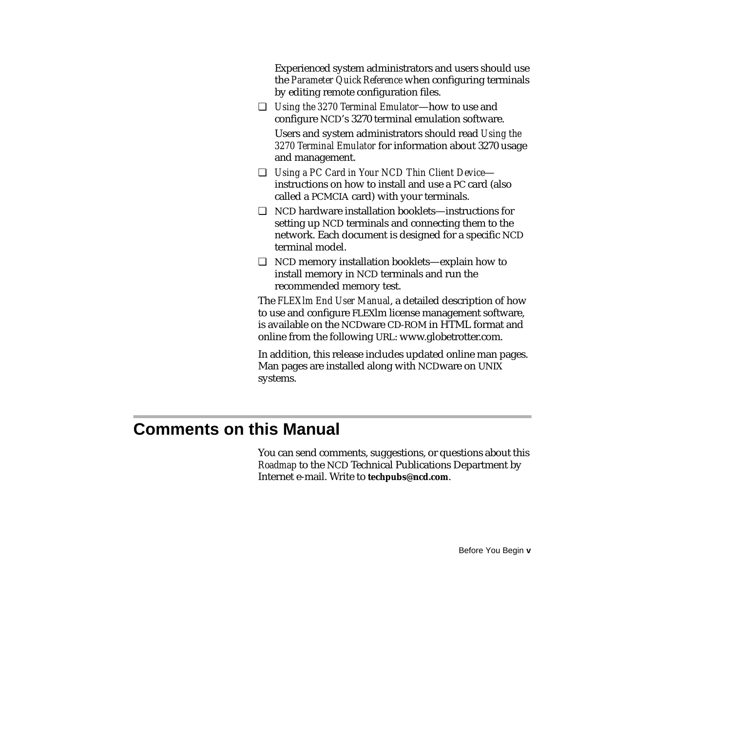Experienced system administrators and users should use the *Parameter Quick Reference* when configuring terminals by editing remote configuration files.

- *Using the 3270 Terminal Emulator*—how to use and configure NCD's 3270 terminal emulation software.

  Users and system administrators should read *Using the 3270 Terminal Emulator* for information about 3270 usage and management.
- *Using a PC Card in Your NCD Thin Client Device*—instructions on how to install and use a PC card (also called a PCMCIA card) with your terminals.
- NCD hardware installation booklets—instructions for setting up NCD terminals and connecting them to the network. Each document is designed for a specific NCD terminal model.
- NCD memory installation booklets—explain how to install memory in NCD terminals and run the recommended memory test.

The *FLEXlm End User Manual*, a detailed description of how to use and configure FLEXlm license management software, is available on the NCDware CD-ROM in HTML format and online from the following URL: www.globetrotter.com.

In addition, this release includes updated online man pages. Man pages are installed along with NCDware on UNIX systems.

## Comments on this Manual

You can send comments, suggestions, or questions about this *Roadmap* to the NCD Technical Publications Department by Internet e-mail. Write to **techpubs@ncd.com**.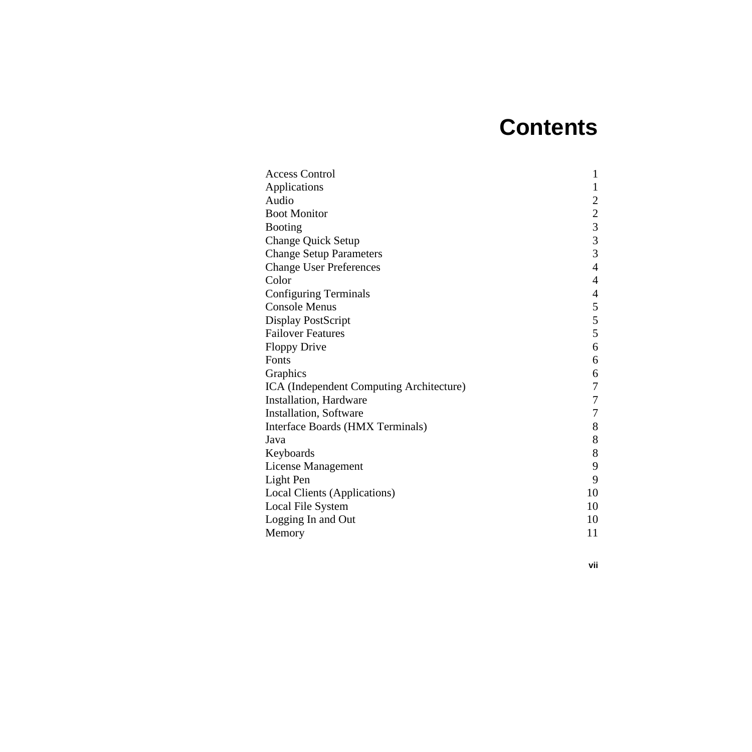# Contents

| | |
|---|---|
| Access Control | 1 |
| Applications | 1 |
| Audio | 2 |
| Boot Monitor | 2 |
| Booting | 3 |
| Change Quick Setup | 3 |
| Change Setup Parameters | 3 |
| Change User Preferences | 4 |
| Color | 4 |
| Configuring Terminals | 4 |
| Console Menus | 5 |
| Display PostScript | 5 |
| Failover Features | 5 |
| Floppy Drive | 6 |
| Fonts | 6 |
| Graphics | 6 |
| ICA (Independent Computing Architecture) | 7 |
| Installation, Hardware | 7 |
| Installation, Software | 7 |
| Interface Boards (HMX Terminals) | 8 |
| Java | 8 |
| Keyboards | 8 |
| License Management | 9 |
| Light Pen | 9 |
| Local Clients (Applications) | 10 |
| Local File System | 10 |
| Logging In and Out | 10 |
| Memory | 11 |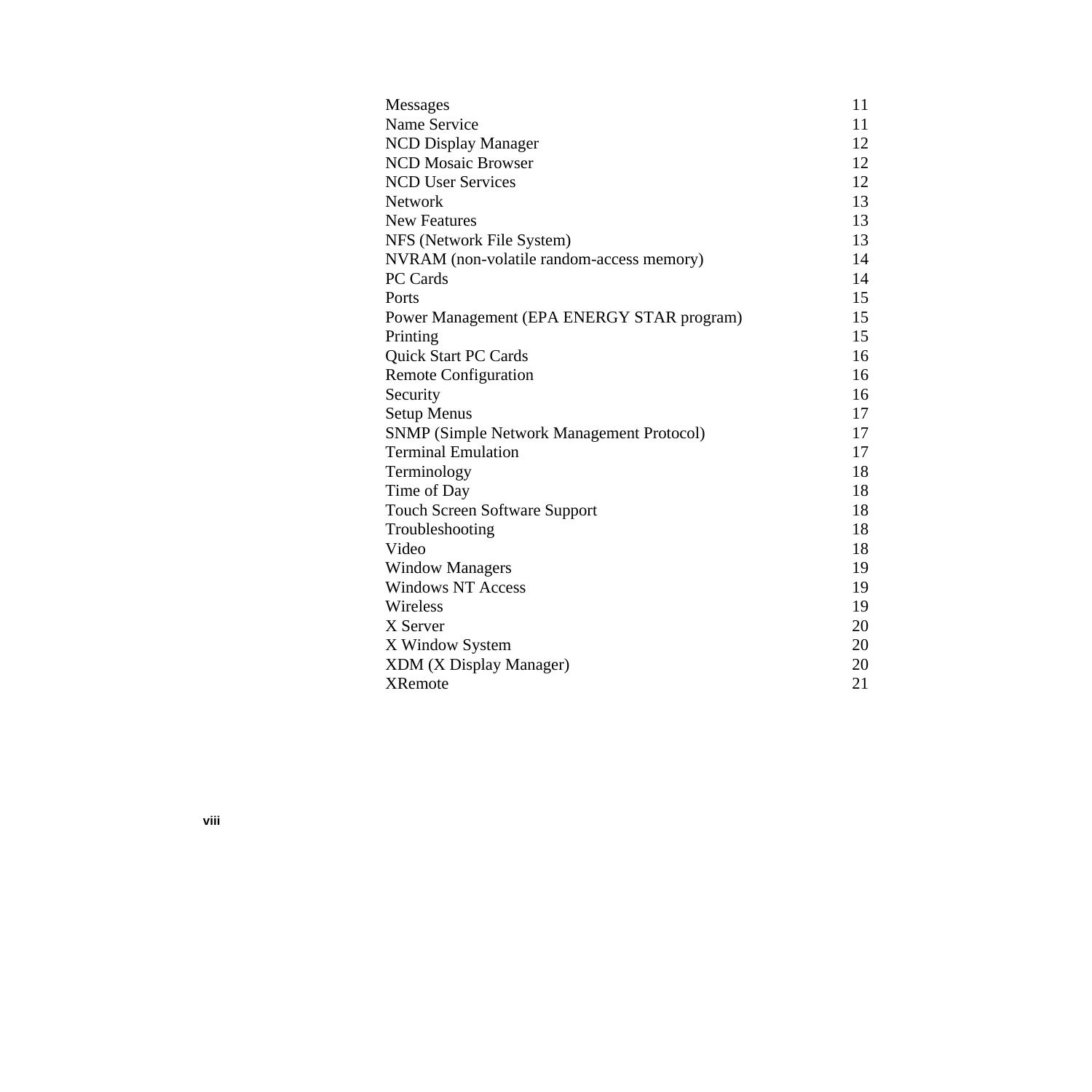| | |
|---|---|
| Messages | 11 |
| Name Service | 11 |
| NCD Display Manager | 12 |
| NCD Mosaic Browser | 12 |
| NCD User Services | 12 |
| Network | 13 |
| New Features | 13 |
| NFS (Network File System) | 13 |
| NVRAM (non-volatile random-access memory) | 14 |
| PC Cards | 14 |
| Ports | 15 |
| Power Management (EPA ENERGY STAR program) | 15 |
| Printing | 15 |
| Quick Start PC Cards | 16 |
| Remote Configuration | 16 |
| Security | 16 |
| Setup Menus | 17 |
| SNMP (Simple Network Management Protocol) | 17 |
| Terminal Emulation | 17 |
| Terminology | 18 |
| Time of Day | 18 |
| Touch Screen Software Support | 18 |
| Troubleshooting | 18 |
| Video | 18 |
| Window Managers | 19 |
| Windows NT Access | 19 |
| Wireless | 19 |
| X Server | 20 |
| X Window System | 20 |
| XDM (X Display Manager) | 20 |
| XRemote | 21 |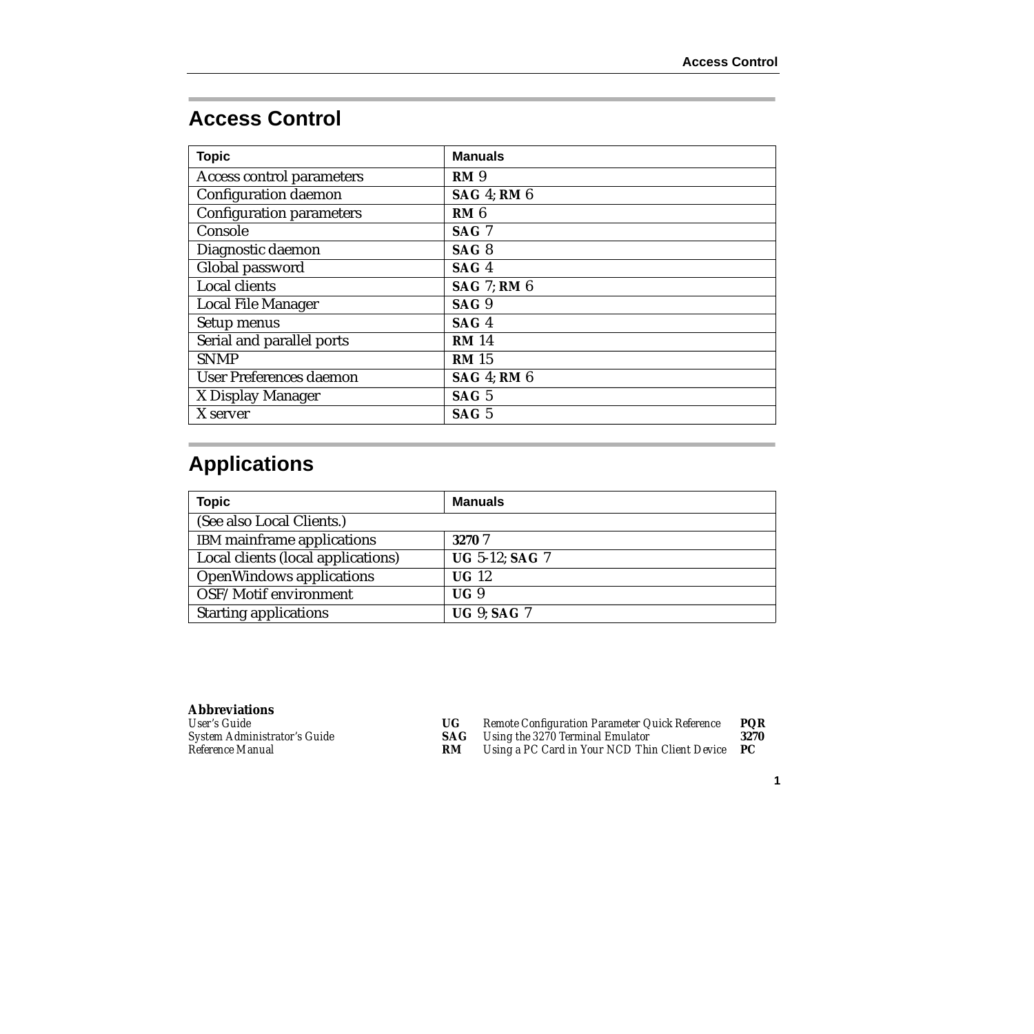## Access Control

| Topic | Manuals |
|---|---|
| Access control parameters | **RM** 9 |
| Configuration daemon | **SAG** 4; **RM** 6 |
| Configuration parameters | **RM** 6 |
| Console | **SAG** 7 |
| Diagnostic daemon | **SAG** 8 |
| Global password | **SAG** 4 |
| Local clients | **SAG** 7; **RM** 6 |
| Local File Manager | **SAG** 9 |
| Setup menus | **SAG** 4 |
| Serial and parallel ports | **RM** 14 |
| SNMP | **RM** 15 |
| User Preferences daemon | **SAG** 4; **RM** 6 |
| X Display Manager | **SAG** 5 |
| X server | **SAG** 5 |

## Applications

| Topic | Manuals |
|---|---|
| (See also Local Clients.) | |
| IBM mainframe applications | **3270** 7 |
| Local clients (local applications) | **UG** 5-12; **SAG** 7 |
| OpenWindows applications | **UG** 12 |
| OSF/Motif environment | **UG** 9 |
| Starting applications | **UG** 9; **SAG** 7 |

**Abbreviations**

| | | | |
|---|---|---|---|
| *User's Guide* | **UG** | *Remote Configuration Parameter Quick Reference* | **PQR** |
| *System Administrator's Guide* | **SAG** | *Using the 3270 Terminal Emulator* | **3270** |
| *Reference Manual* | **RM** | *Using a PC Card in Your NCD Thin Client Device* | **PC** |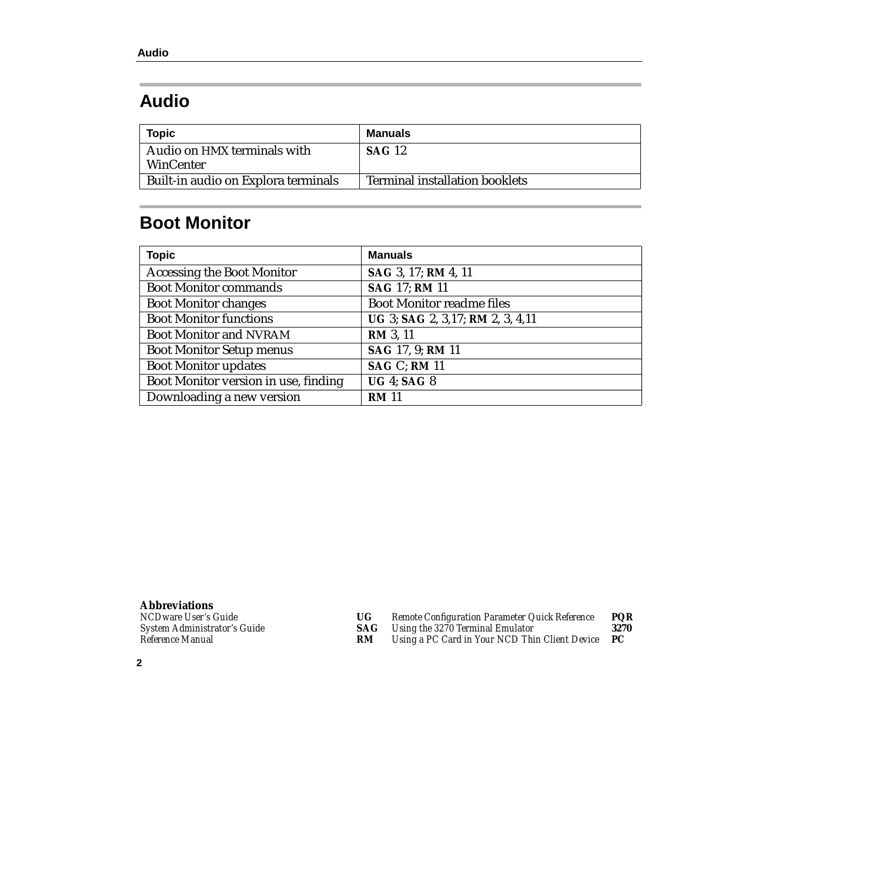# Audio

| Topic | Manuals |
|---|---|
| Audio on HMX terminals with WinCenter | **SAG** 12 |
| Built-in audio on Explora terminals | Terminal installation booklets |

# Boot Monitor

| Topic | Manuals |
|---|---|
| Accessing the Boot Monitor | **SAG** 3, 17; **RM** 4, 11 |
| Boot Monitor commands | **SAG** 17; **RM** 11 |
| Boot Monitor changes | Boot Monitor readme files |
| Boot Monitor functions | **UG** 3; **SAG** 2, 3,17; **RM** 2, 3, 4,11 |
| Boot Monitor and NVRAM | **RM** 3, 11 |
| Boot Monitor Setup menus | **SAG** 17, 9; **RM** 11 |
| Boot Monitor updates | **SAG** C; **RM** 11 |
| Boot Monitor version in use, finding | **UG** 4; **SAG** 8 |
| Downloading a new version | **RM** 11 |

**Abbreviations**

| | | | |
|---|---|---|---|
| *NCDware User's Guide* | **UG** | *Remote Configuration Parameter Quick Reference* | **PQR** |
| *System Administrator's Guide* | **SAG** | *Using the 3270 Terminal Emulator* | **3270** |
| *Reference Manual* | **RM** | *Using a PC Card in Your NCD Thin Client Device* | **PC** |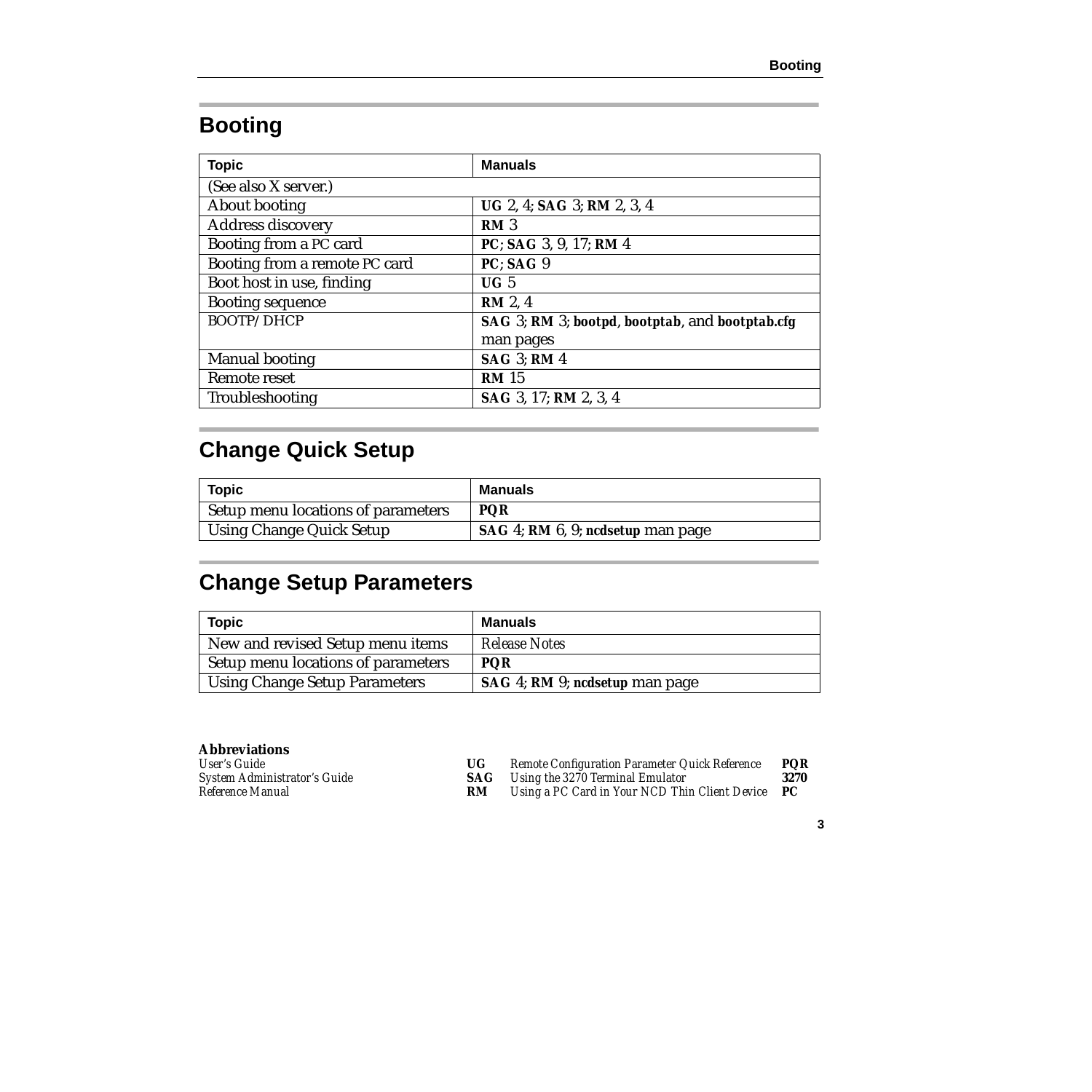# Booting

| Topic | Manuals |
|---|---|
| (See also X server.) | |
| About booting | **UG** 2, 4; **SAG** 3; **RM** 2, 3, 4 |
| Address discovery | **RM** 3 |
| Booting from a PC card | **PC**; **SAG** 3, 9, 17; **RM** 4 |
| Booting from a remote PC card | **PC**; **SAG** 9 |
| Boot host in use, finding | **UG** 5 |
| Booting sequence | **RM** 2, 4 |
| BOOTP/DHCP | **SAG** 3; **RM** 3; **bootpd**, **bootptab**, and **bootptab.cfg** man pages |
| Manual booting | **SAG** 3; **RM** 4 |
| Remote reset | **RM** 15 |
| Troubleshooting | **SAG** 3, 17; **RM** 2, 3, 4 |

# Change Quick Setup

| Topic | Manuals |
|---|---|
| Setup menu locations of parameters | **PQR** |
| Using Change Quick Setup | **SAG** 4; **RM** 6, 9; **ncdsetup** man page |

# Change Setup Parameters

| Topic | Manuals |
|---|---|
| New and revised Setup menu items | *Release Notes* |
| Setup menu locations of parameters | **PQR** |
| Using Change Setup Parameters | **SAG** 4; **RM** 9; **ncdsetup** man page |

**Abbreviations**

| | | | |
|---|---|---|---|
| *User's Guide* | **UG** | *Remote Configuration Parameter Quick Reference* | **PQR** |
| *System Administrator's Guide* | **SAG** | *Using the 3270 Terminal Emulator* | **3270** |
| *Reference Manual* | **RM** | *Using a PC Card in Your NCD Thin Client Device* | **PC** |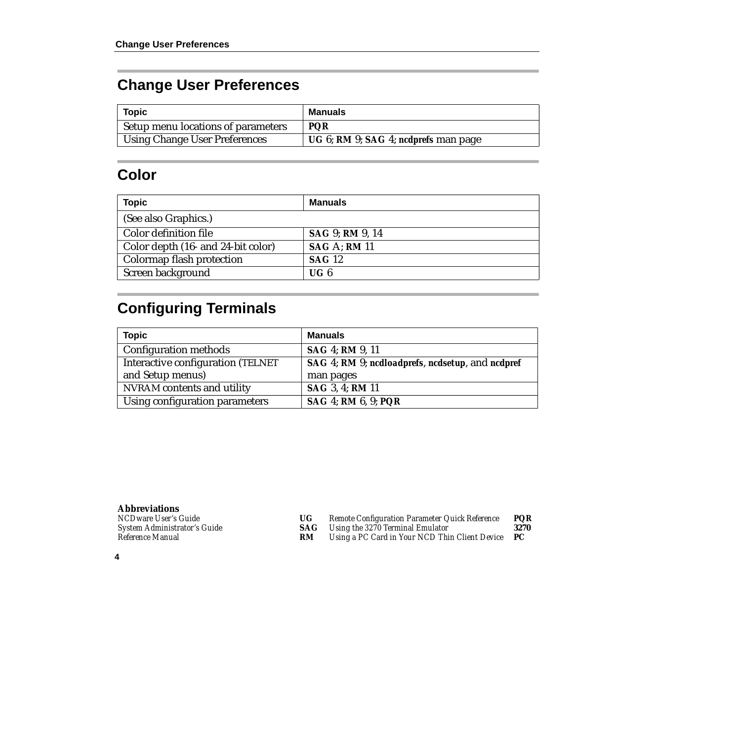## Change User Preferences

| Topic | Manuals |
|---|---|
| Setup menu locations of parameters | **PQR** |
| Using Change User Preferences | **UG** 6; **RM** 9; **SAG** 4; **ncdprefs** man page |

## Color

| Topic | Manuals |
|---|---|
| (See also Graphics.) | |
| Color definition file | **SAG** 9; **RM** 9, 14 |
| Color depth (16- and 24-bit color) | **SAG** A; **RM** 11 |
| Colormap flash protection | **SAG** 12 |
| Screen background | **UG** 6 |

## Configuring Terminals

| Topic | Manuals |
|---|---|
| Configuration methods | **SAG** 4; **RM** 9, 11 |
| Interactive configuration (TELNET and Setup menus) | **SAG** 4; **RM** 9; **ncdloadprefs**, **ncdsetup**, and **ncdpref** man pages |
| NVRAM contents and utility | **SAG** 3, 4; **RM** 11 |
| Using configuration parameters | **SAG** 4; **RM** 6, 9; **PQR** |

**Abbreviations**

| | | | |
|---|---|---|---|
| *NCDware User's Guide* | **UG** | *Remote Configuration Parameter Quick Reference* | **PQR** |
| *System Administrator's Guide* | **SAG** | *Using the 3270 Terminal Emulator* | **3270** |
| *Reference Manual* | **RM** | *Using a PC Card in Your NCD Thin Client Device* | **PC** |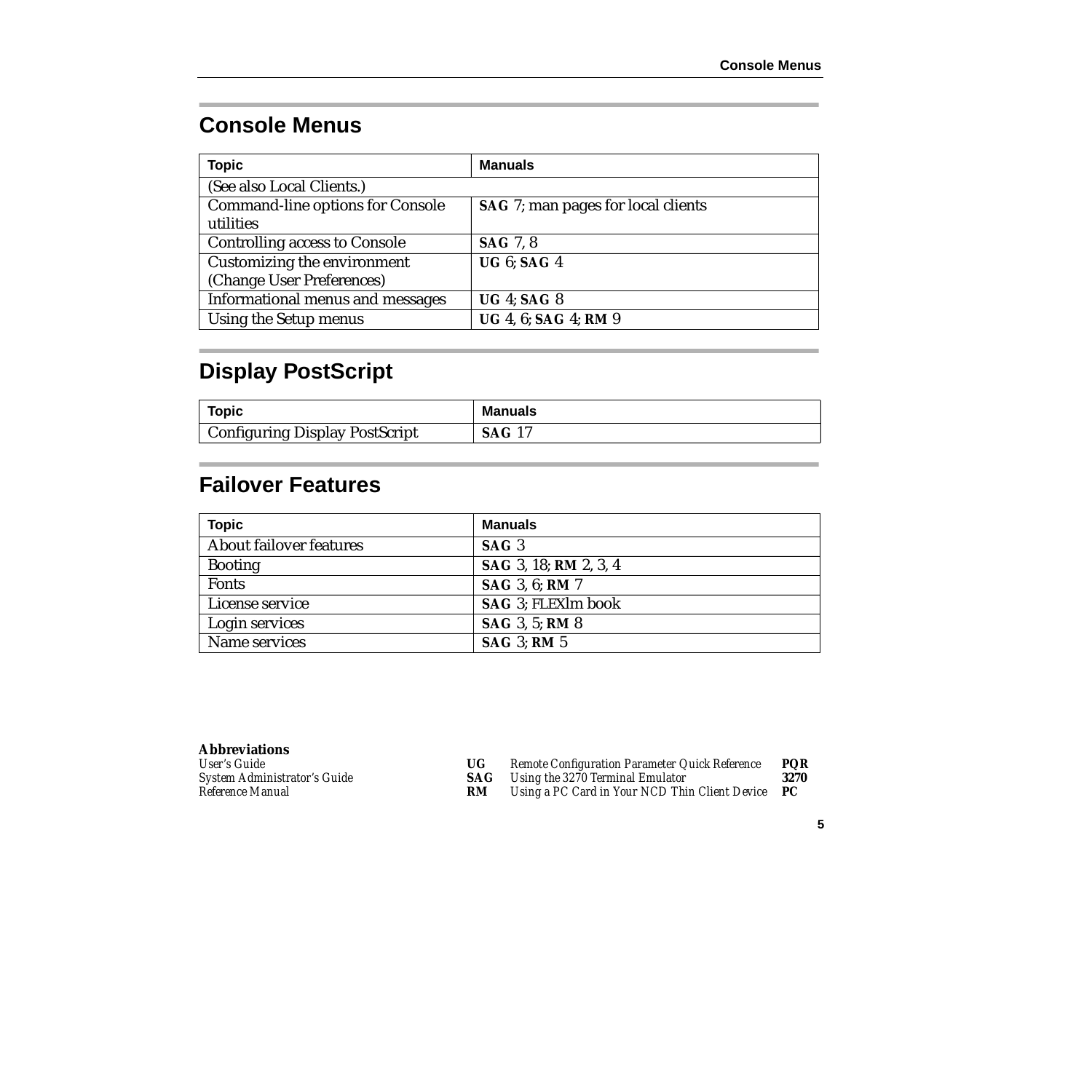## Console Menus

| Topic | Manuals |
|---|---|
| (See also Local Clients.) | |
| Command-line options for Console utilities | **SAG** 7; man pages for local clients |
| Controlling access to Console | **SAG** 7, 8 |
| Customizing the environment (Change User Preferences) | **UG** 6; **SAG** 4 |
| Informational menus and messages | **UG** 4; **SAG** 8 |
| Using the Setup menus | **UG** 4, 6; **SAG** 4; **RM** 9 |

## Display PostScript

| Topic | Manuals |
|---|---|
| Configuring Display PostScript | **SAG** 17 |

## Failover Features

| Topic | Manuals |
|---|---|
| About failover features | **SAG** 3 |
| Booting | **SAG** 3, 18; **RM** 2, 3, 4 |
| Fonts | **SAG** 3, 6; **RM** 7 |
| License service | **SAG** 3; FLEXlm book |
| Login services | **SAG** 3, 5; **RM** 8 |
| Name services | **SAG** 3; **RM** 5 |

**Abbreviations**

| | | | |
|---|---|---|---|
| *User's Guide* | **UG** | *Remote Configuration Parameter Quick Reference* | **PQR** |
| *System Administrator's Guide* | **SAG** | *Using the 3270 Terminal Emulator* | **3270** |
| *Reference Manual* | **RM** | *Using a PC Card in Your NCD Thin Client Device* | **PC** |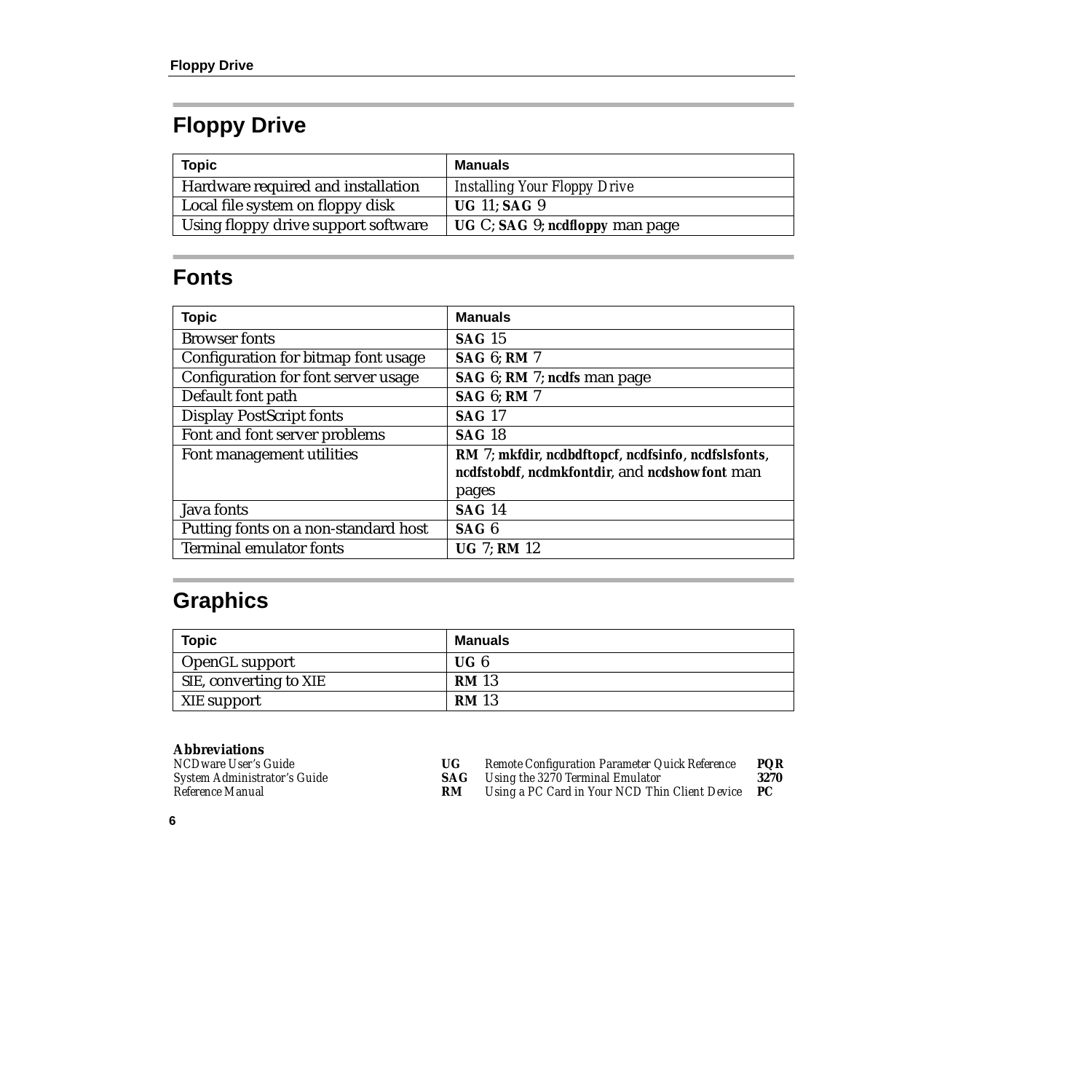## Floppy Drive

| Topic | Manuals |
|---|---|
| Hardware required and installation | *Installing Your Floppy Drive* |
| Local file system on floppy disk | **UG** 11; **SAG** 9 |
| Using floppy drive support software | **UG** C; **SAG** 9; **ncdfloppy** man page |

## Fonts

| Topic | Manuals |
|---|---|
| Browser fonts | **SAG** 15 |
| Configuration for bitmap font usage | **SAG** 6; **RM** 7 |
| Configuration for font server usage | **SAG** 6; **RM** 7; **ncdfs** man page |
| Default font path | **SAG** 6; **RM** 7 |
| Display PostScript fonts | **SAG** 17 |
| Font and font server problems | **SAG** 18 |
| Font management utilities | **RM** 7; **mkfdir**, **ncdbdftopcf**, **ncdfsinfo**, **ncdfslsfonts**, **ncdfstobdf**, **ncdmkfontdir**, and **ncdshowfont** man pages |
| Java fonts | **SAG** 14 |
| Putting fonts on a non-standard host | **SAG** 6 |
| Terminal emulator fonts | **UG** 7; **RM** 12 |

## Graphics

| Topic | Manuals |
|---|---|
| OpenGL support | **UG** 6 |
| SIE, converting to XIE | **RM** 13 |
| XIE support | **RM** 13 |

**Abbreviations**

| | | | |
|---|---|---|---|
| *NCDware User's Guide* | **UG** | *Remote Configuration Parameter Quick Reference* | **PQR** |
| *System Administrator's Guide* | **SAG** | *Using the 3270 Terminal Emulator* | **3270** |
| *Reference Manual* | **RM** | *Using a PC Card in Your NCD Thin Client Device* | **PC** |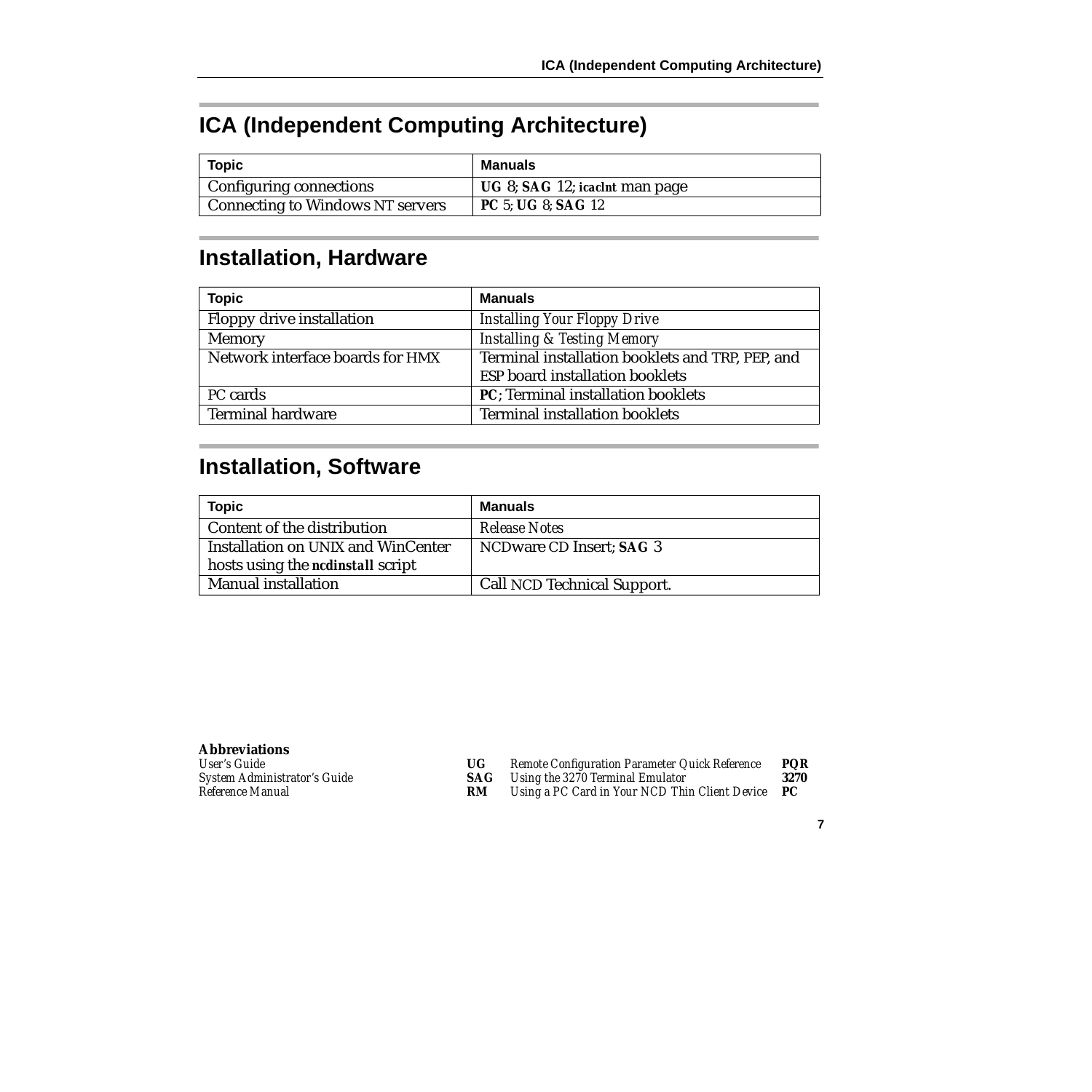## ICA (Independent Computing Architecture)

| Topic | Manuals |
|---|---|
| Configuring connections | **UG** 8; **SAG** 12; **icaclnt** man page |
| Connecting to Windows NT servers | **PC** 5; **UG** 8; **SAG** 12 |

## Installation, Hardware

| Topic | Manuals |
|---|---|
| Floppy drive installation | *Installing Your Floppy Drive* |
| Memory | *Installing & Testing Memory* |
| Network interface boards for HMX | Terminal installation booklets and TRP, PEP, and ESP board installation booklets |
| PC cards | **PC**; Terminal installation booklets |
| Terminal hardware | Terminal installation booklets |

## Installation, Software

| Topic | Manuals |
|---|---|
| Content of the distribution | *Release Notes* |
| Installation on UNIX and WinCenter hosts using the **ncdinstall** script | NCDware CD Insert; **SAG** 3 |
| Manual installation | Call NCD Technical Support. |

**Abbreviations**

| | | | |
|---|---|---|---|
| *User's Guide* | **UG** | *Remote Configuration Parameter Quick Reference* | **PQR** |
| *System Administrator's Guide* | **SAG** | *Using the 3270 Terminal Emulator* | **3270** |
| *Reference Manual* | **RM** | *Using a PC Card in Your NCD Thin Client Device* | **PC** |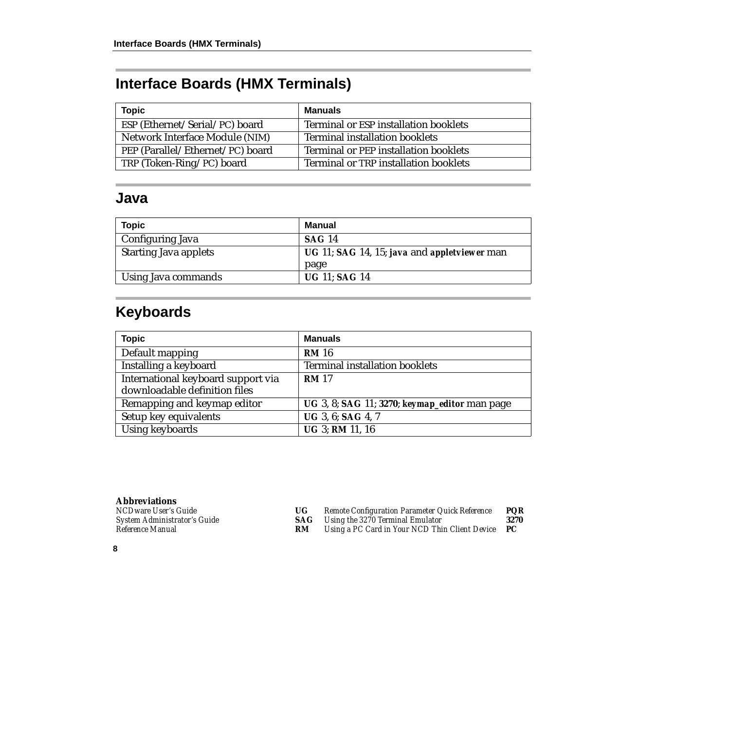## Interface Boards (HMX Terminals)

| Topic | Manuals |
|---|---|
| ESP (Ethernet/Serial/PC) board | Terminal or ESP installation booklets |
| Network Interface Module (NIM) | Terminal installation booklets |
| PEP (Parallel/Ethernet/PC) board | Terminal or PEP installation booklets |
| TRP (Token-Ring/PC) board | Terminal or TRP installation booklets |

## Java

| Topic | Manual |
|---|---|
| Configuring Java | **SAG** 14 |
| Starting Java applets | **UG** 11; **SAG** 14, 15; **java** and **appletviewer** man page |
| Using Java commands | **UG** 11; **SAG** 14 |

## Keyboards

| Topic | Manuals |
|---|---|
| Default mapping | **RM** 16 |
| Installing a keyboard | Terminal installation booklets |
| International keyboard support via downloadable definition files | **RM** 17 |
| Remapping and keymap editor | **UG** 3, 8; **SAG** 11; **3270**; **keymap_editor** man page |
| Setup key equivalents | **UG** 3, 6; **SAG** 4, 7 |
| Using keyboards | **UG** 3; **RM** 11, 16 |

**Abbreviations**

*NCDware User's Guide* **UG**
*System Administrator's Guide* **SAG**
*Reference Manual* **RM**
*Remote Configuration Parameter Quick Reference* **PQR**
*Using the 3270 Terminal Emulator* **3270**
*Using a PC Card in Your NCD Thin Client Device* **PC**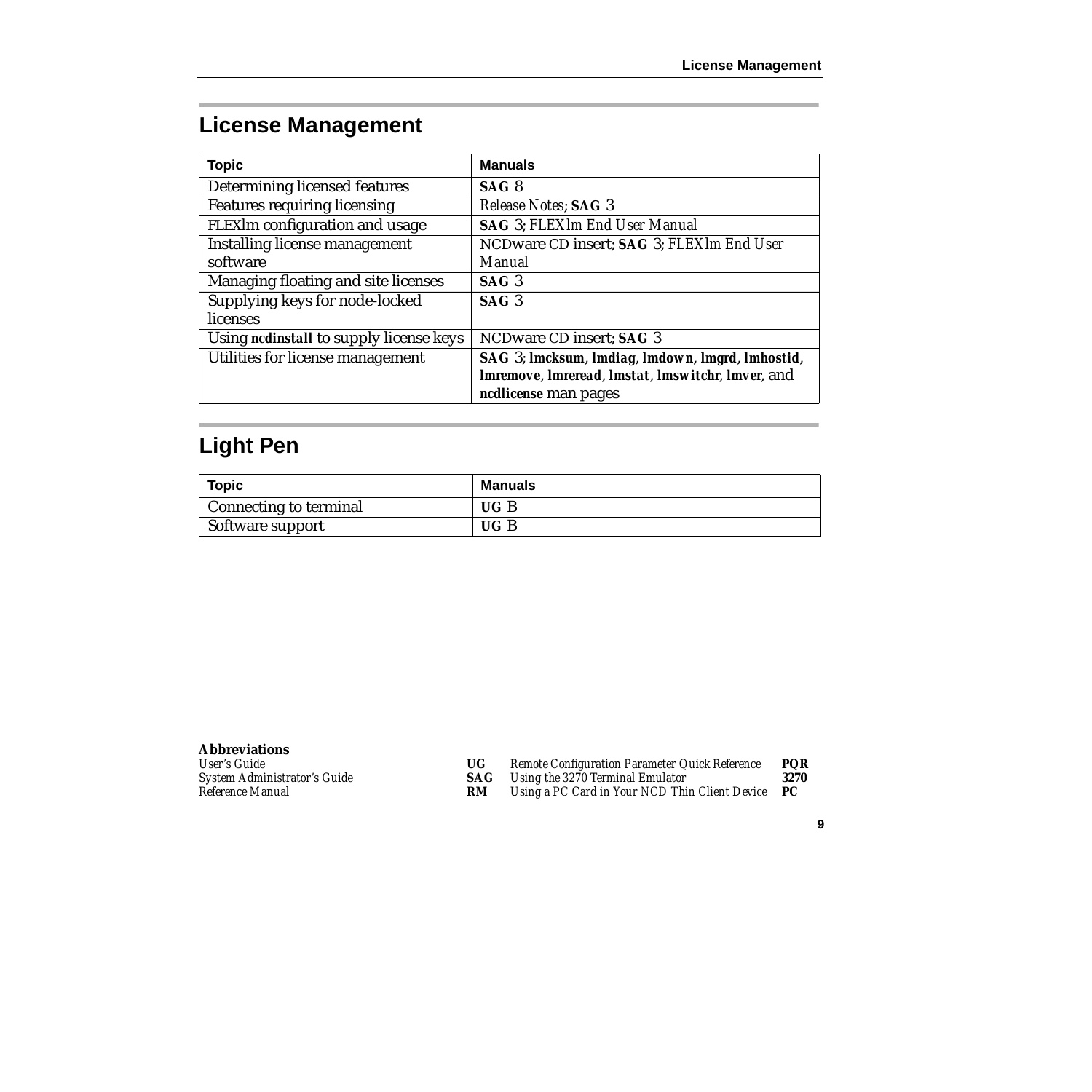## License Management

| Topic | Manuals |
|---|---|
| Determining licensed features | **SAG** 8 |
| Features requiring licensing | *Release Notes*; **SAG** 3 |
| FLEXlm configuration and usage | **SAG** 3; *FLEXlm End User Manual* |
| Installing license management software | NCDware CD insert; **SAG** 3; *FLEXlm End User Manual* |
| Managing floating and site licenses | **SAG** 3 |
| Supplying keys for node-locked licenses | **SAG** 3 |
| Using **ncdinstall** to supply license keys | NCDware CD insert; **SAG** 3 |
| Utilities for license management | **SAG** 3; **lmcksum**, **lmdiag**, **lmdown**, **lmgrd**, **lmhostid**, **lmremove**, **lmreread**, **lmstat**, **lmswitchr**, **lmver**, and **ncdlicense** man pages |

## Light Pen

| Topic | Manuals |
|---|---|
| Connecting to terminal | **UG** B |
| Software support | **UG** B |

**Abbreviations**

| | | | |
|---|---|---|---|
| *User's Guide* | **UG** | *Remote Configuration Parameter Quick Reference* | **PQR** |
| *System Administrator's Guide* | **SAG** | *Using the 3270 Terminal Emulator* | **3270** |
| *Reference Manual* | **RM** | *Using a PC Card in Your NCD Thin Client Device* | **PC** |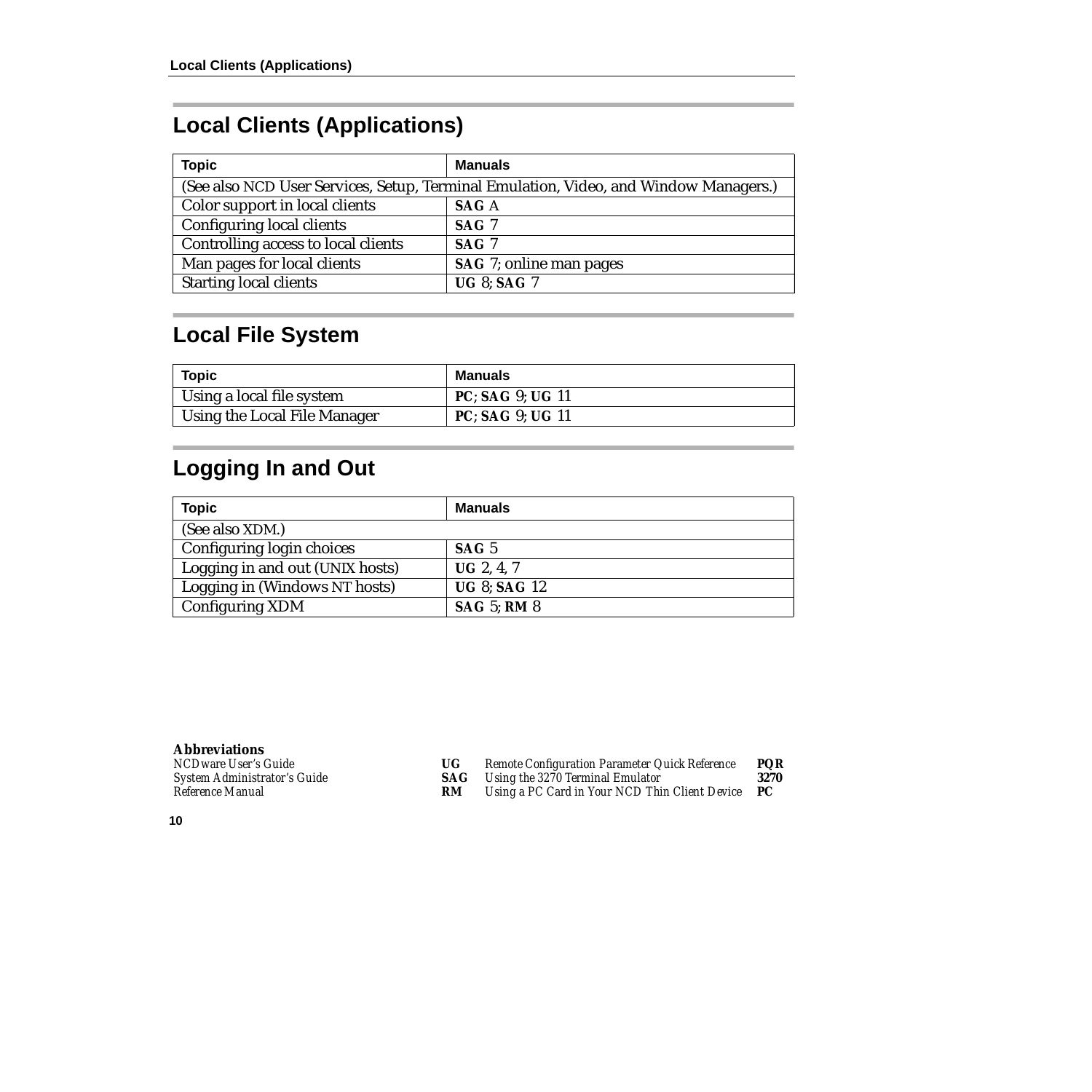## Local Clients (Applications)

| Topic | Manuals |
|---|---|
| (See also NCD User Services, Setup, Terminal Emulation, Video, and Window Managers.) | |
| Color support in local clients | **SAG** A |
| Configuring local clients | **SAG** 7 |
| Controlling access to local clients | **SAG** 7 |
| Man pages for local clients | **SAG** 7; online man pages |
| Starting local clients | **UG** 8; **SAG** 7 |

## Local File System

| Topic | Manuals |
|---|---|
| Using a local file system | **PC**; **SAG** 9; **UG** 11 |
| Using the Local File Manager | **PC**; **SAG** 9; **UG** 11 |

## Logging In and Out

| Topic | Manuals |
|---|---|
| (See also XDM.) | |
| Configuring login choices | **SAG** 5 |
| Logging in and out (UNIX hosts) | **UG** 2, 4, 7 |
| Logging in (Windows NT hosts) | **UG** 8; **SAG** 12 |
| Configuring XDM | **SAG** 5; **RM** 8 |

**Abbreviations**

| | | | |
|---|---|---|---|
| *NCDware User's Guide* | **UG** | *Remote Configuration Parameter Quick Reference* | **PQR** |
| *System Administrator's Guide* | **SAG** | *Using the 3270 Terminal Emulator* | **3270** |
| *Reference Manual* | **RM** | *Using a PC Card in Your NCD Thin Client Device* | **PC** |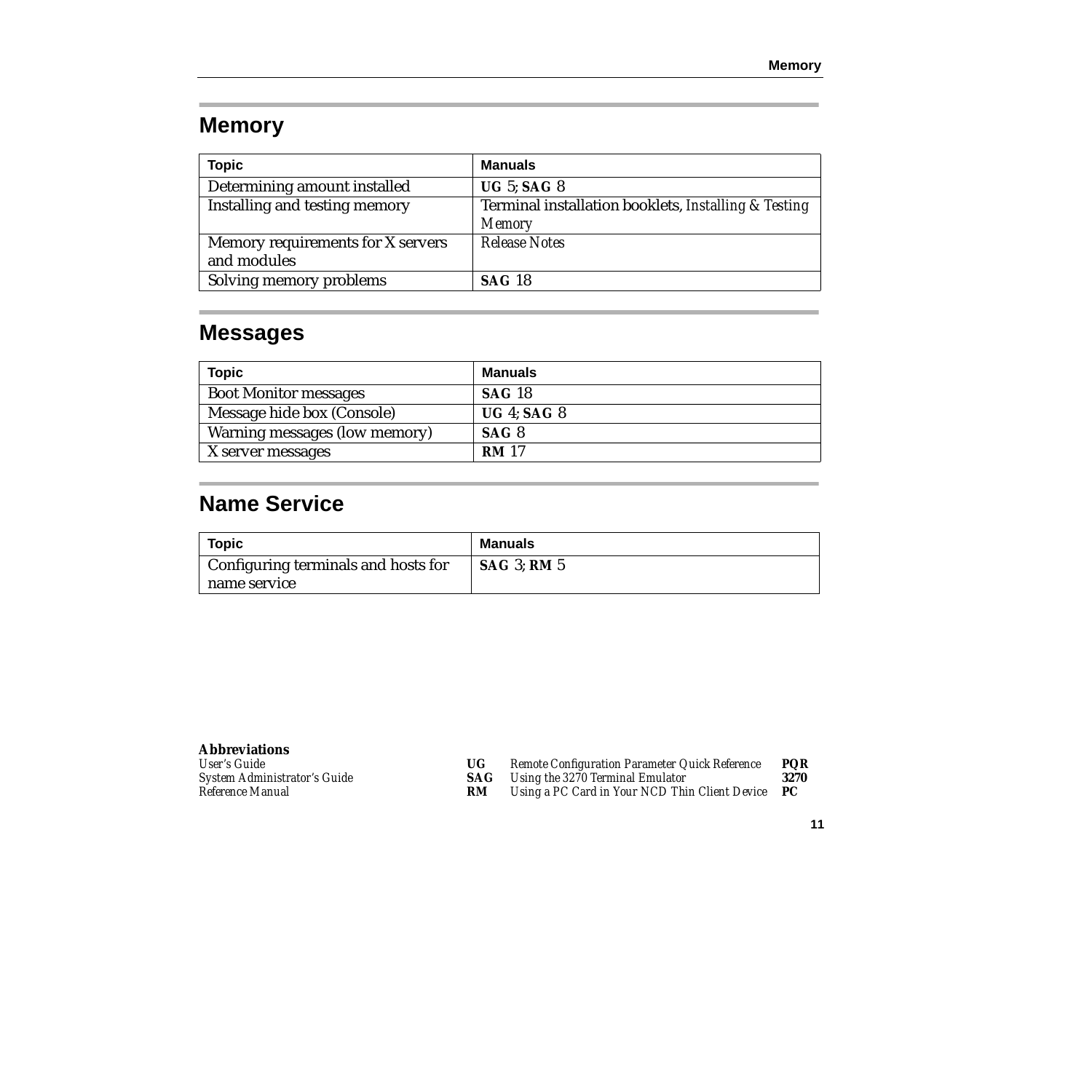## Memory

| Topic | Manuals |
|---|---|
| Determining amount installed | **UG** 5; **SAG** 8 |
| Installing and testing memory | Terminal installation booklets, *Installing & Testing Memory* |
| Memory requirements for X servers and modules | *Release Notes* |
| Solving memory problems | **SAG** 18 |

## Messages

| Topic | Manuals |
|---|---|
| Boot Monitor messages | **SAG** 18 |
| Message hide box (Console) | **UG** 4; **SAG** 8 |
| Warning messages (low memory) | **SAG** 8 |
| X server messages | **RM** 17 |

## Name Service

| Topic | Manuals |
|---|---|
| Configuring terminals and hosts for name service | **SAG** 3; **RM** 5 |

**Abbreviations**

*User's Guide* **UG**
*System Administrator's Guide* **SAG**
*Reference Manual* **RM**
*Remote Configuration Parameter Quick Reference* **PQR**
*Using the 3270 Terminal Emulator* **3270**
*Using a PC Card in Your NCD Thin Client Device* **PC**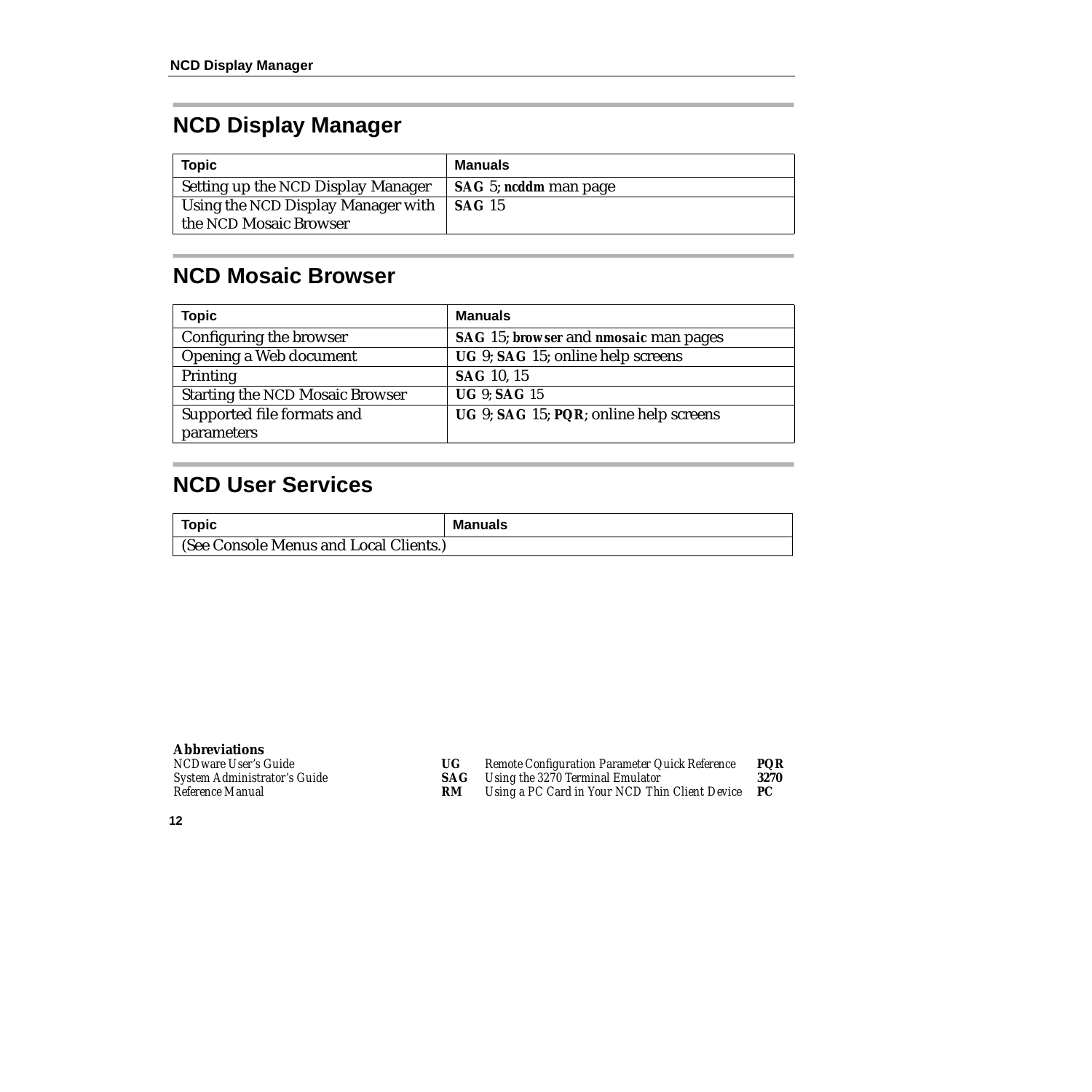## NCD Display Manager

| Topic | Manuals |
|---|---|
| Setting up the NCD Display Manager | **SAG** 5; **ncddm** man page |
| Using the NCD Display Manager with the NCD Mosaic Browser | **SAG** 15 |

## NCD Mosaic Browser

| Topic | Manuals |
|---|---|
| Configuring the browser | **SAG** 15; **browser** and **nmosaic** man pages |
| Opening a Web document | **UG** 9; **SAG** 15; online help screens |
| Printing | **SAG** 10, 15 |
| Starting the NCD Mosaic Browser | **UG** 9; **SAG** 15 |
| Supported file formats and parameters | **UG** 9; **SAG** 15; **PQR**; online help screens |

## NCD User Services

| Topic | Manuals |
|---|---|
| (See Console Menus and Local Clients.) | |

**Abbreviations**

| | | | |
|---|---|---|---|
| *NCDware User's Guide* | **UG** | *Remote Configuration Parameter Quick Reference* | **PQR** |
| *System Administrator's Guide* | **SAG** | *Using the 3270 Terminal Emulator* | **3270** |
| *Reference Manual* | **RM** | *Using a PC Card in Your NCD Thin Client Device* | **PC** |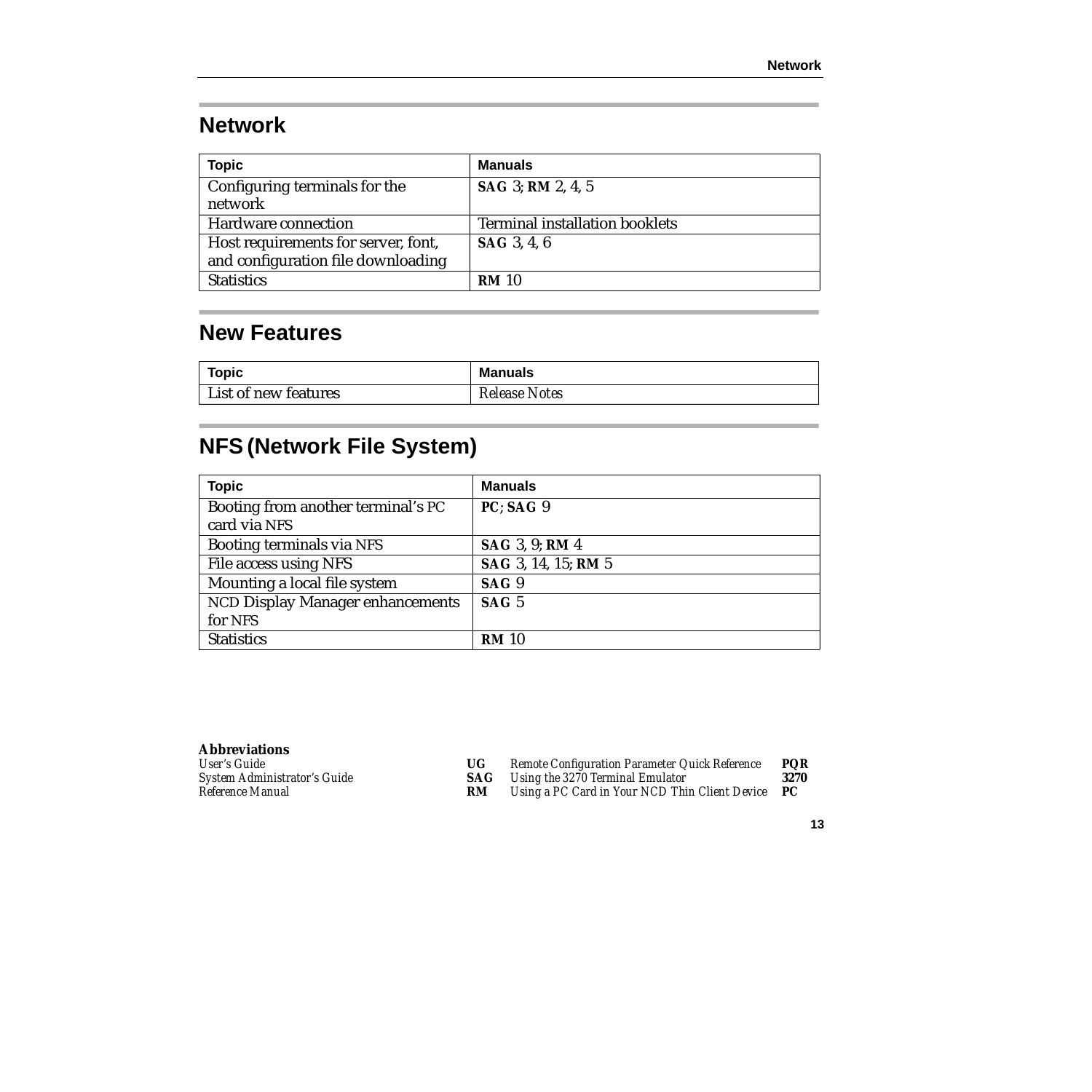## Network

| Topic | Manuals |
|---|---|
| Configuring terminals for the network | **SAG** 3; **RM** 2, 4, 5 |
| Hardware connection | Terminal installation booklets |
| Host requirements for server, font, and configuration file downloading | **SAG** 3, 4, 6 |
| Statistics | **RM** 10 |

## New Features

| Topic | Manuals |
|---|---|
| List of new features | *Release Notes* |

## NFS (Network File System)

| Topic | Manuals |
|---|---|
| Booting from another terminal's PC card via NFS | **PC**; **SAG** 9 |
| Booting terminals via NFS | **SAG** 3, 9; **RM** 4 |
| File access using NFS | **SAG** 3, 14, 15; **RM** 5 |
| Mounting a local file system | **SAG** 9 |
| NCD Display Manager enhancements for NFS | **SAG** 5 |
| Statistics | **RM** 10 |

**Abbreviations**

*User's Guide* **UG**
*System Administrator's Guide* **SAG**
*Reference Manual* **RM**
*Remote Configuration Parameter Quick Reference* **PQR**
*Using the 3270 Terminal Emulator* **3270**
*Using a PC Card in Your NCD Thin Client Device* **PC**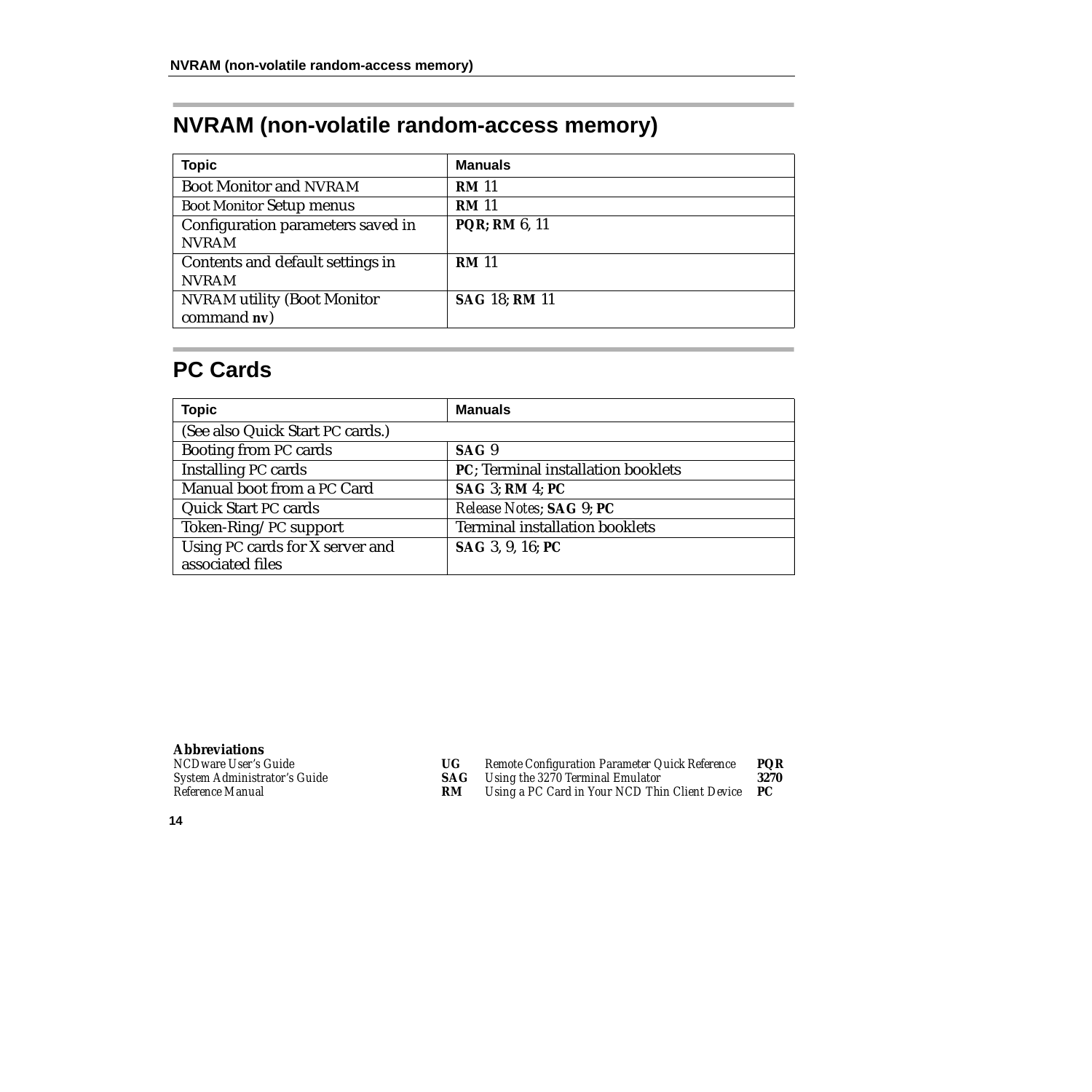# NVRAM (non-volatile random-access memory)

| Topic | Manuals |
|---|---|
| Boot Monitor and NVRAM | **RM** 11 |
| Boot Monitor Setup menus | **RM** 11 |
| Configuration parameters saved in NVRAM | **PQR; RM** 6, 11 |
| Contents and default settings in NVRAM | **RM** 11 |
| NVRAM utility (Boot Monitor command **nv**) | **SAG** 18; **RM** 11 |

# PC Cards

| Topic | Manuals |
|---|---|
| (See also Quick Start PC cards.) | |
| Booting from PC cards | **SAG** 9 |
| Installing PC cards | **PC**; Terminal installation booklets |
| Manual boot from a PC Card | **SAG** 3; **RM** 4; **PC** |
| Quick Start PC cards | *Release Notes*; **SAG** 9; **PC** |
| Token-Ring/PC support | Terminal installation booklets |
| Using PC cards for X server and associated files | **SAG** 3, 9, 16; **PC** |

**Abbreviations**

| | | | |
|---|---|---|---|
| *NCDware User's Guide* | **UG** | *Remote Configuration Parameter Quick Reference* | **PQR** |
| *System Administrator's Guide* | **SAG** | *Using the 3270 Terminal Emulator* | **3270** |
| *Reference Manual* | **RM** | *Using a PC Card in Your NCD Thin Client Device* | **PC** |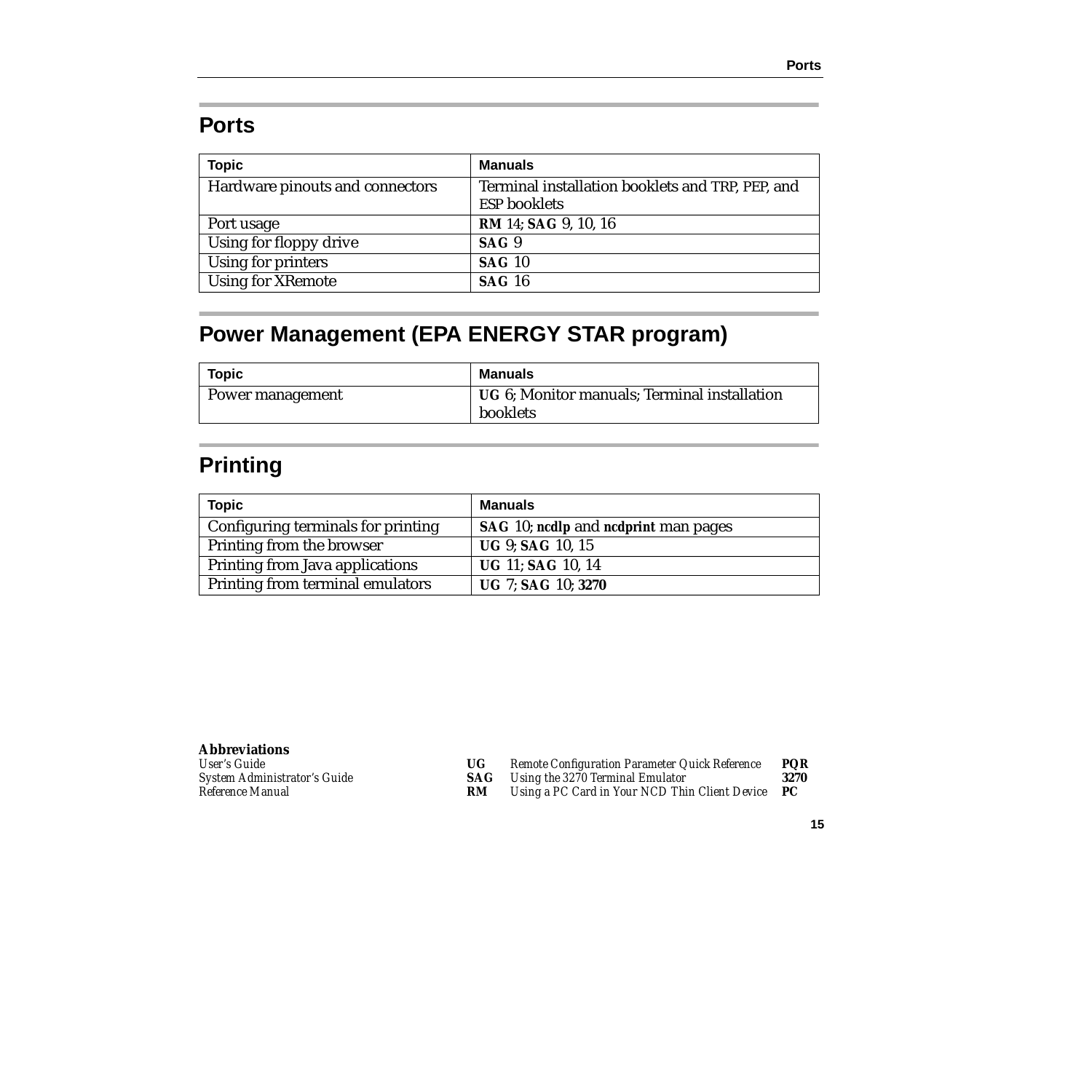## Ports

| Topic | Manuals |
|---|---|
| Hardware pinouts and connectors | Terminal installation booklets and TRP, PEP, and ESP booklets |
| Port usage | **RM** 14; **SAG** 9, 10, 16 |
| Using for floppy drive | **SAG** 9 |
| Using for printers | **SAG** 10 |
| Using for XRemote | **SAG** 16 |

## Power Management (EPA ENERGY STAR program)

| Topic | Manuals |
|---|---|
| Power management | **UG** 6; Monitor manuals; Terminal installation booklets |

## Printing

| Topic | Manuals |
|---|---|
| Configuring terminals for printing | **SAG** 10; **ncdlp** and **ncdprint** man pages |
| Printing from the browser | **UG** 9; **SAG** 10, 15 |
| Printing from Java applications | **UG** 11; **SAG** 10, 14 |
| Printing from terminal emulators | **UG** 7; **SAG** 10; **3270** |

**Abbreviations**

| | | | |
|---|---|---|---|
| *User's Guide* | **UG** | *Remote Configuration Parameter Quick Reference* | **PQR** |
| *System Administrator's Guide* | **SAG** | *Using the 3270 Terminal Emulator* | **3270** |
| *Reference Manual* | **RM** | *Using a PC Card in Your NCD Thin Client Device* | **PC** |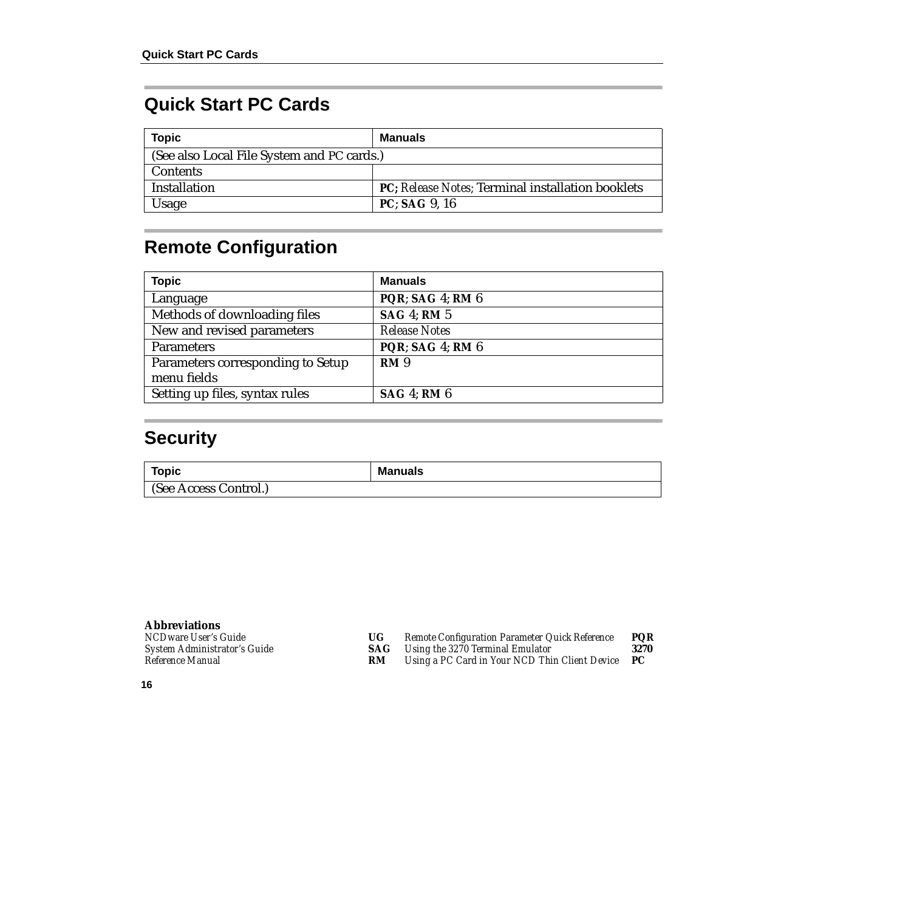## Quick Start PC Cards

| Topic | Manuals |
|---|---|
| (See also Local File System and PC cards.) | |
| Contents | |
| Installation | **PC;** *Release Notes;* Terminal installation booklets |
| Usage | **PC**; **SAG** 9, 16 |

## Remote Configuration

| Topic | Manuals |
|---|---|
| Language | **PQR**; **SAG** 4; **RM** 6 |
| Methods of downloading files | **SAG** 4; **RM** 5 |
| New and revised parameters | *Release Notes* |
| Parameters | **PQR**; **SAG** 4; **RM** 6 |
| Parameters corresponding to Setup menu fields | **RM** 9 |
| Setting up files, syntax rules | **SAG** 4; **RM** 6 |

## Security

| Topic | Manuals |
|---|---|
| (See Access Control.) | |

**Abbreviations**

| | | | |
|---|---|---|---|
| *NCDware User's Guide* | **UG** | *Remote Configuration Parameter Quick Reference* | **PQR** |
| *System Administrator's Guide* | **SAG** | *Using the 3270 Terminal Emulator* | **3270** |
| *Reference Manual* | **RM** | *Using a PC Card in Your NCD Thin Client Device* | **PC** |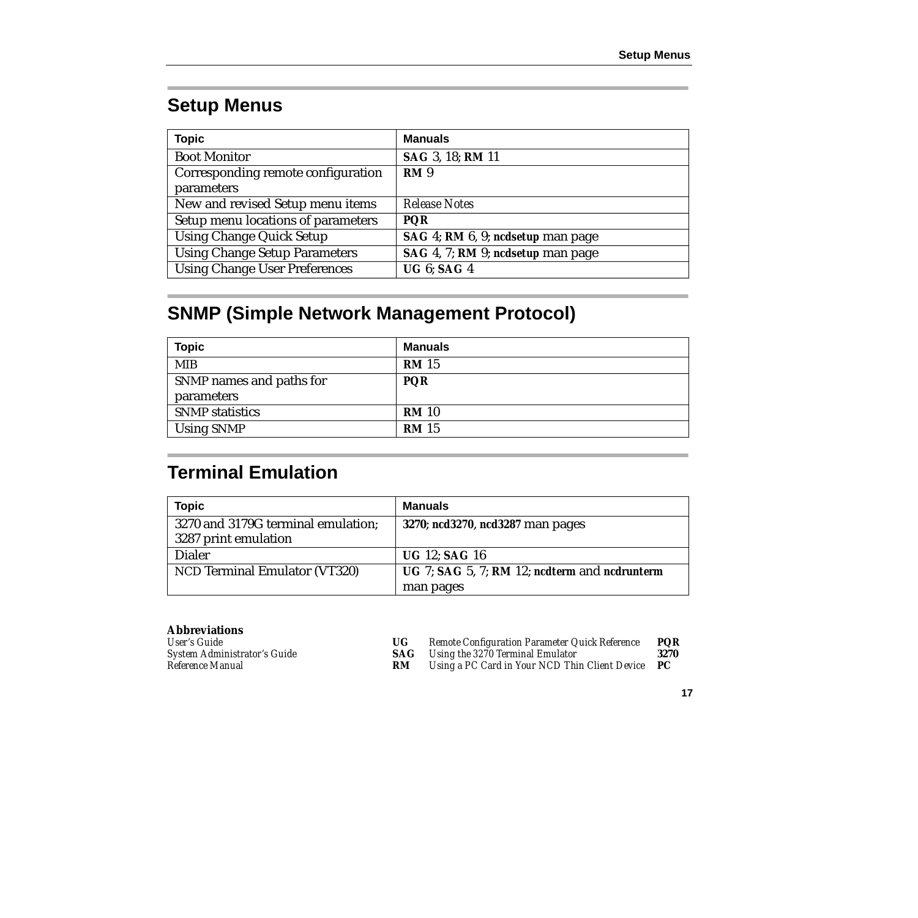## Setup Menus

| Topic | Manuals |
|---|---|
| Boot Monitor | **SAG** 3, 18; **RM** 11 |
| Corresponding remote configuration parameters | **RM** 9 |
| New and revised Setup menu items | *Release Notes* |
| Setup menu locations of parameters | **PQR** |
| Using Change Quick Setup | **SAG** 4; **RM** 6, 9; **ncdsetup** man page |
| Using Change Setup Parameters | **SAG** 4, 7; **RM** 9; **ncdsetup** man page |
| Using Change User Preferences | **UG** 6; **SAG** 4 |

## SNMP (Simple Network Management Protocol)

| Topic | Manuals |
|---|---|
| MIB | **RM** 15 |
| SNMP names and paths for parameters | **PQR** |
| SNMP statistics | **RM** 10 |
| Using SNMP | **RM** 15 |

## Terminal Emulation

| Topic | Manuals |
|---|---|
| 3270 and 3179G terminal emulation; 3287 print emulation | **3270**; **ncd3270**, **ncd3287** man pages |
| Dialer | **UG** 12; **SAG** 16 |
| NCD Terminal Emulator (VT320) | **UG** 7; **SAG** 5, 7; **RM** 12; **ncdterm** and **ncdrunterm** man pages |

**Abbreviations**

| | | | |
|---|---|---|---|
| *User's Guide* | **UG** | *Remote Configuration Parameter Quick Reference* | **PQR** |
| *System Administrator's Guide* | **SAG** | *Using the 3270 Terminal Emulator* | **3270** |
| *Reference Manual* | **RM** | *Using a PC Card in Your NCD Thin Client Device* | **PC** |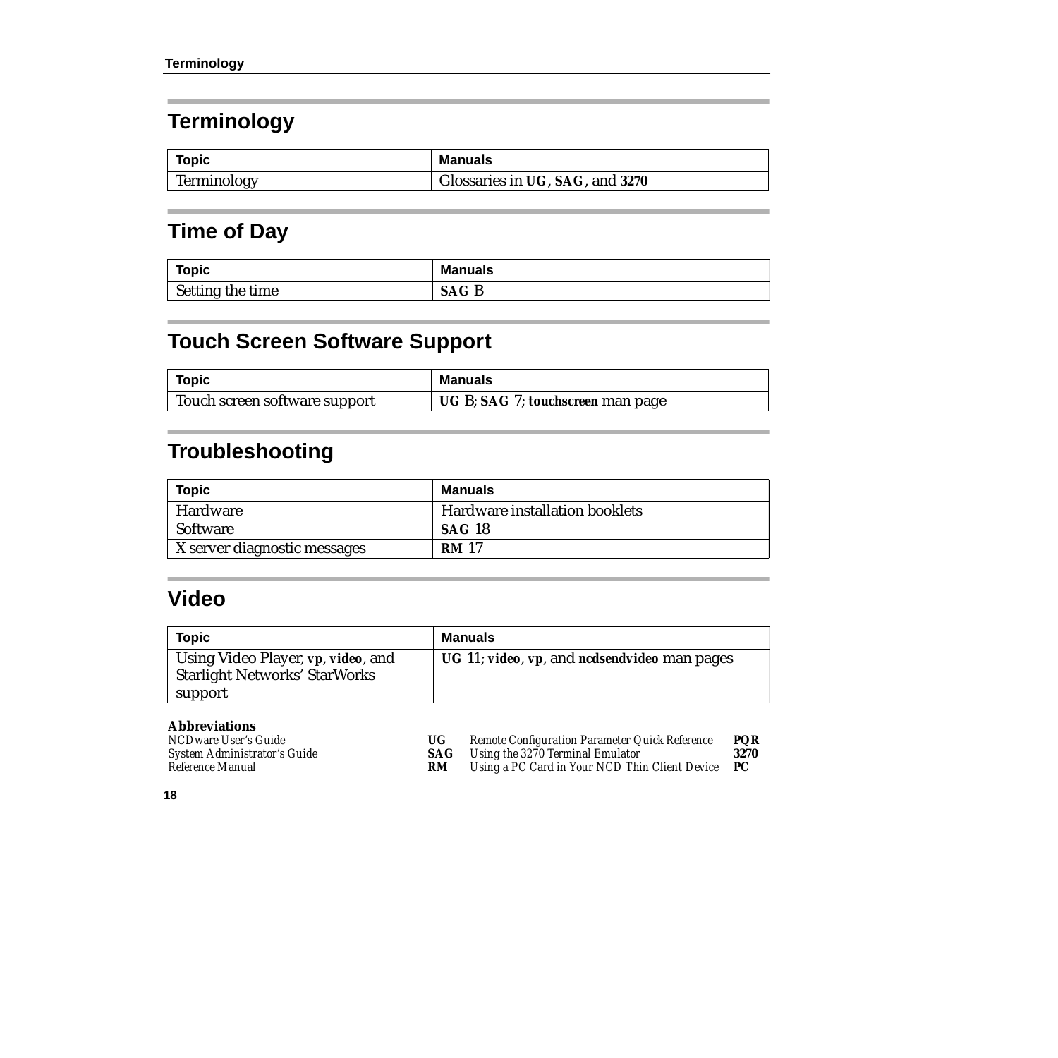## Terminology

| Topic | Manuals |
| --- | --- |
| Terminology | Glossaries in **UG**, **SAG**, and **3270** |

## Time of Day

| Topic | Manuals |
| --- | --- |
| Setting the time | **SAG** B |

## Touch Screen Software Support

| Topic | Manuals |
| --- | --- |
| Touch screen software support | **UG** B; **SAG** 7; **touchscreen** man page |

## Troubleshooting

| Topic | Manuals |
| --- | --- |
| Hardware | Hardware installation booklets |
| Software | **SAG** 18 |
| X server diagnostic messages | **RM** 17 |

## Video

| Topic | Manuals |
| --- | --- |
| Using Video Player, **vp**, **video**, and Starlight Networks' StarWorks support | **UG** 11; **video**, **vp**, and **ncdsendvideo** man pages |

**Abbreviations**

| | | | |
| --- | --- | --- | --- |
| *NCDware User's Guide* | **UG** | *Remote Configuration Parameter Quick Reference* | **PQR** |
| *System Administrator's Guide* | **SAG** | *Using the 3270 Terminal Emulator* | **3270** |
| *Reference Manual* | **RM** | *Using a PC Card in Your NCD Thin Client Device* | **PC** |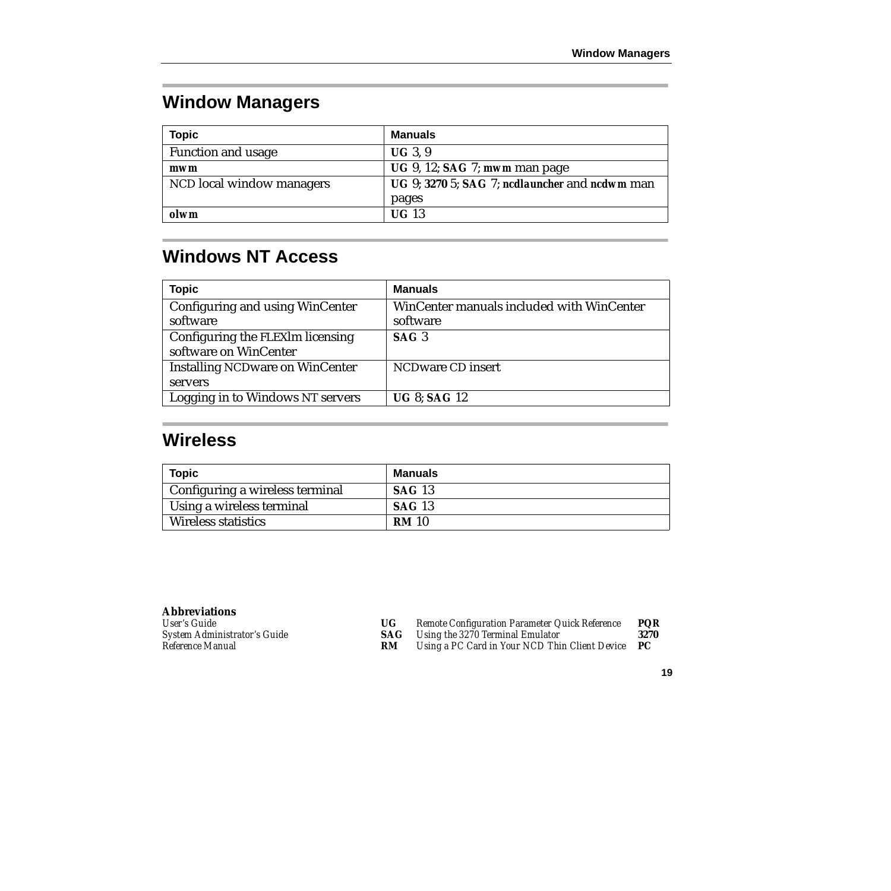## Window Managers

| Topic | Manuals |
|---|---|
| Function and usage | **UG** 3, 9 |
| **mwm** | **UG** 9, 12; **SAG** 7; **mwm** man page |
| NCD local window managers | **UG** 9; **3270** 5; **SAG** 7; **ncdlauncher** and **ncdwm** man pages |
| **olwm** | **UG** 13 |

## Windows NT Access

| Topic | Manuals |
|---|---|
| Configuring and using WinCenter software | WinCenter manuals included with WinCenter software |
| Configuring the FLEXlm licensing software on WinCenter | **SAG** 3 |
| Installing NCDware on WinCenter servers | NCDware CD insert |
| Logging in to Windows NT servers | **UG** 8; **SAG** 12 |

## Wireless

| Topic | Manuals |
|---|---|
| Configuring a wireless terminal | **SAG** 13 |
| Using a wireless terminal | **SAG** 13 |
| Wireless statistics | **RM** 10 |

**Abbreviations**

| | | | |
|---|---|---|---|
| *User's Guide* | **UG** | *Remote Configuration Parameter Quick Reference* | **PQR** |
| *System Administrator's Guide* | **SAG** | *Using the 3270 Terminal Emulator* | **3270** |
| *Reference Manual* | **RM** | *Using a PC Card in Your NCD Thin Client Device* | **PC** |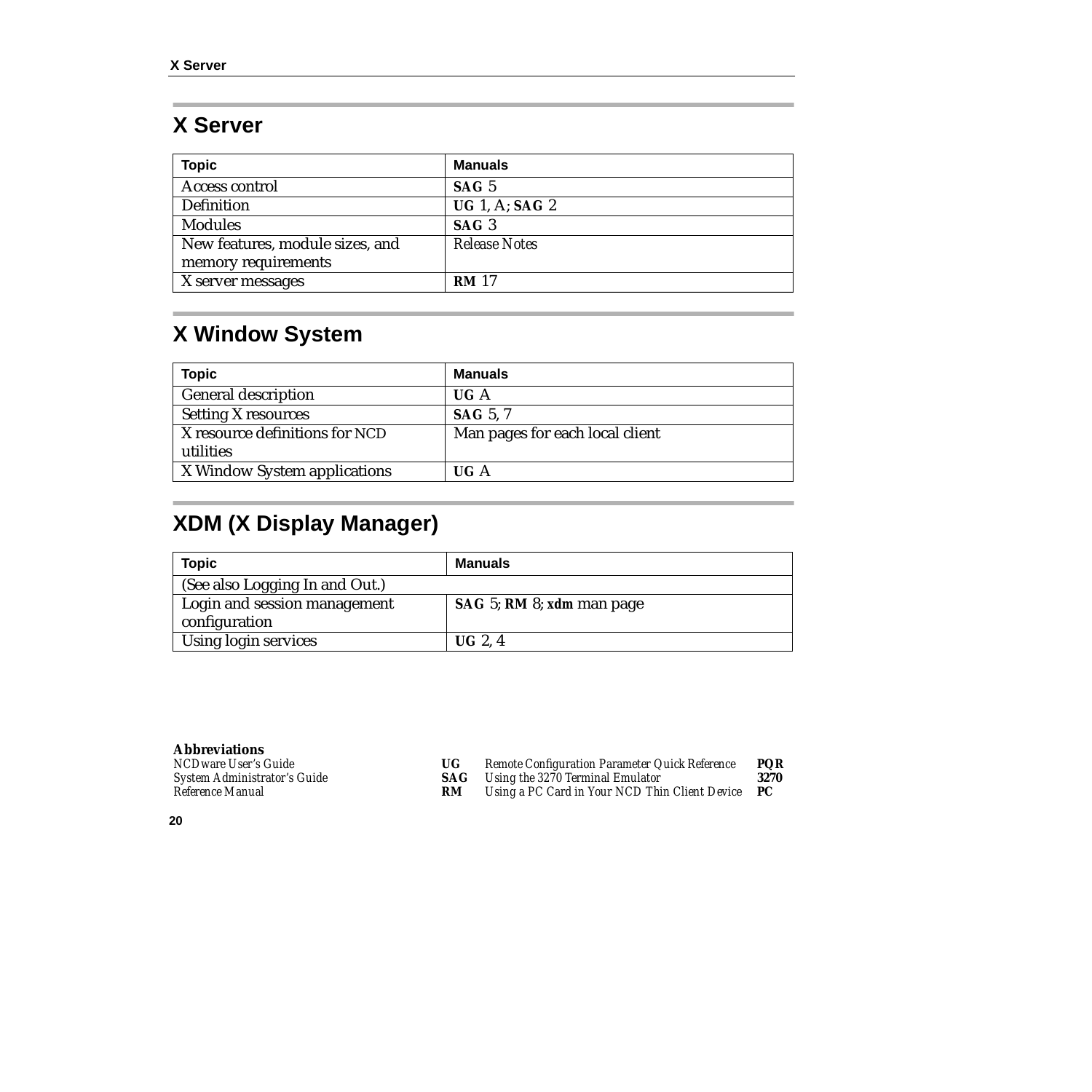## X Server

| Topic | Manuals |
|---|---|
| Access control | **SAG** 5 |
| Definition | **UG** 1, A; **SAG** 2 |
| Modules | **SAG** 3 |
| New features, module sizes, and memory requirements | *Release Notes* |
| X server messages | **RM** 17 |

## X Window System

| Topic | Manuals |
|---|---|
| General description | **UG** A |
| Setting X resources | **SAG** 5, 7 |
| X resource definitions for NCD utilities | Man pages for each local client |
| X Window System applications | **UG** A |

## XDM (X Display Manager)

| Topic | Manuals |
|---|---|
| (See also Logging In and Out.) | |
| Login and session management configuration | **SAG** 5; **RM** 8; **xdm** man page |
| Using login services | **UG** 2, 4 |

**Abbreviations**

| | | | |
|---|---|---|---|
| *NCDware User's Guide* | **UG** | *Remote Configuration Parameter Quick Reference* | **PQR** |
| *System Administrator's Guide* | **SAG** | *Using the 3270 Terminal Emulator* | **3270** |
| *Reference Manual* | **RM** | *Using a PC Card in Your NCD Thin Client Device* | **PC** |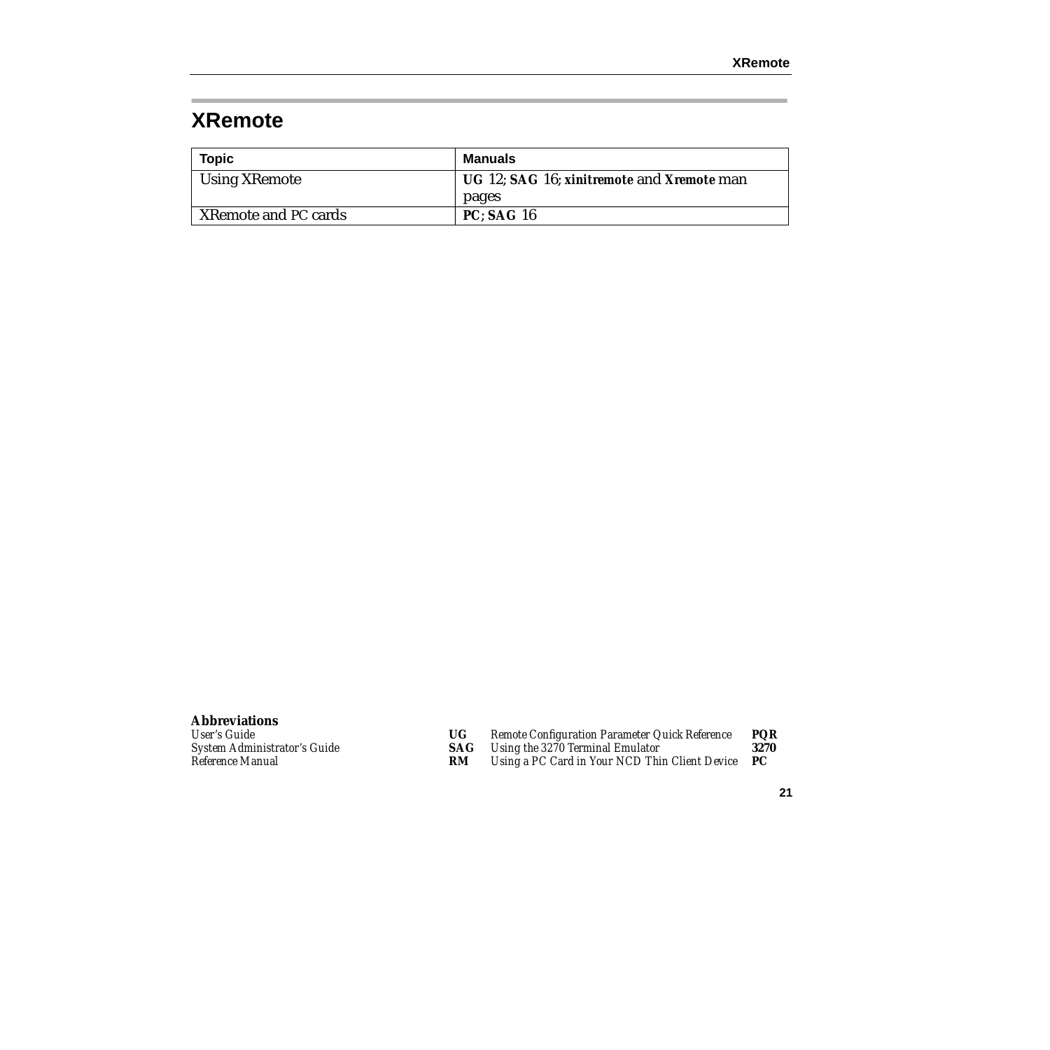# XRemote

| Topic | Manuals |
|---|---|
| Using XRemote | **UG** 12; **SAG** 16; **xinitremote** and **Xremote** man pages |
| XRemote and PC cards | **PC**; **SAG** 16 |

**Abbreviations**

| | | | |
|---|---|---|---|
| *User's Guide* | **UG** | *Remote Configuration Parameter Quick Reference* | **PQR** |
| *System Administrator's Guide* | **SAG** | *Using the 3270 Terminal Emulator* | **3270** |
| *Reference Manual* | **RM** | *Using a PC Card in Your NCD Thin Client Device* | **PC** |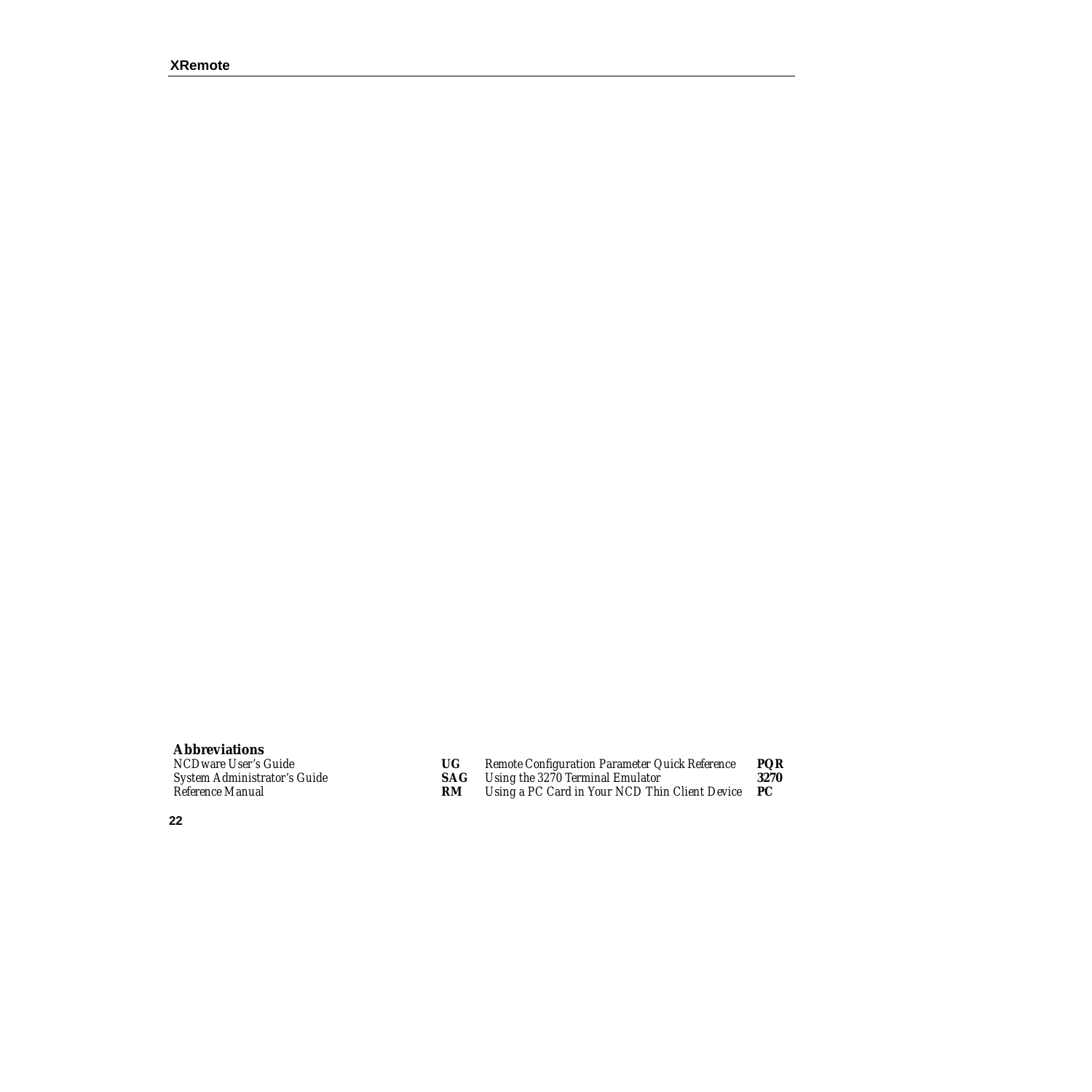**Abbreviations**

| | | | |
|---|---|---|---|
| *NCDware User's Guide* | **UG** | *Remote Configuration Parameter Quick Reference* | **PQR** |
| *System Administrator's Guide* | **SAG** | *Using the 3270 Terminal Emulator* | **3270** |
| *Reference Manual* | **RM** | *Using a PC Card in Your NCD Thin Client Device* | **PC** |